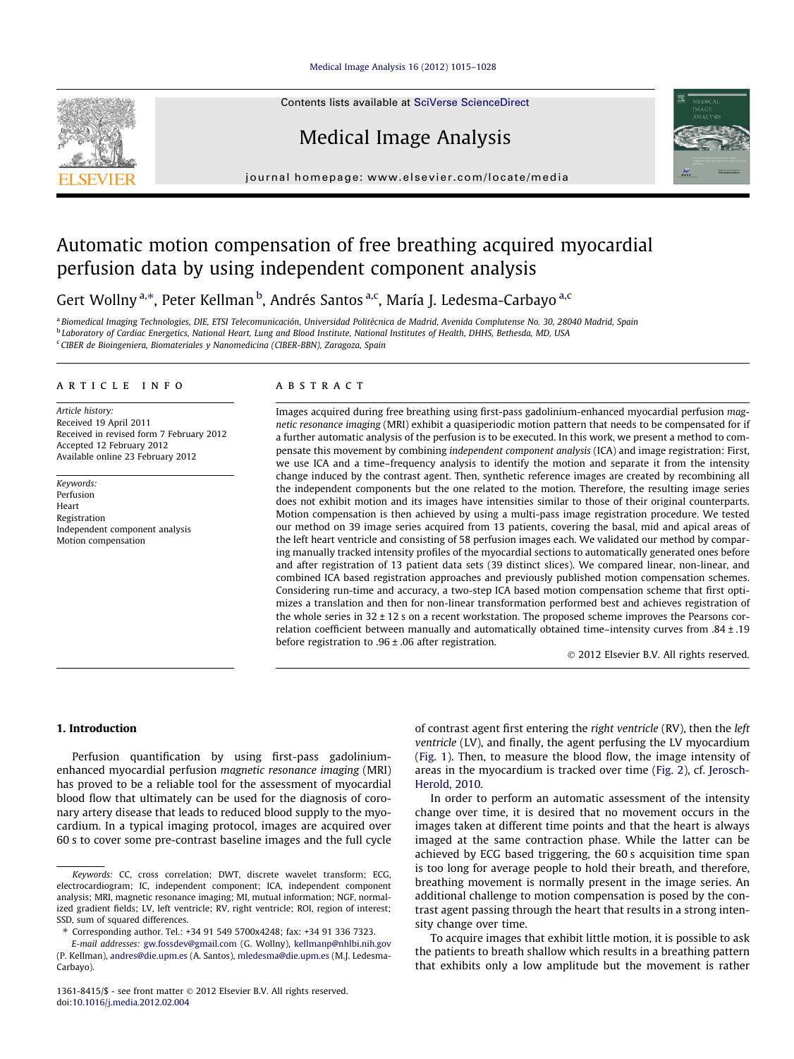Contents lists available at SciVerse ScienceDirect

# Medical Image Analysis

journal homepage: www.elsevier.com/locate/media

# Automatic motion compensation of free breathing acquired myocardial perfusion data by using independent component analysis

Gert Wollny [a,*], Peter Kellman [b], Andrés Santos [a,c], María J. Ledesma-Carbayo [a,c]

[a] Biomedical Imaging Technologies, DIE, ETSI Telecomunicación, Universidad Politécnica de Madrid, Avenida Complutense No. 30, 28040 Madrid, Spain
[b] Laboratory of Cardiac Energetics, National Heart, Lung and Blood Institute, National Institutes of Health, DHHS, Bethesda, MD, USA
[c] CIBER de Bioingeniera, Biomateriales y Nanomedicina (CIBER-BBN), Zaragoza, Spain

## ARTICLE INFO

*Article history:*
Received 19 April 2011
Received in revised form 7 February 2012
Accepted 12 February 2012
Available online 23 February 2012

*Keywords:*
Perfusion
Heart
Registration
Independent component analysis
Motion compensation

## ABSTRACT

Images acquired during free breathing using first-pass gadolinium-enhanced myocardial perfusion *magnetic resonance imaging* (MRI) exhibit a quasiperiodic motion pattern that needs to be compensated for if a further automatic analysis of the perfusion is to be executed. In this work, we present a method to compensate this movement by combining *independent component analysis* (ICA) and image registration: First, we use ICA and a time–frequency analysis to identify the motion and separate it from the intensity change induced by the contrast agent. Then, synthetic reference images are created by recombining all the independent components but the one related to the motion. Therefore, the resulting image series does not exhibit motion and its images have intensities similar to those of their original counterparts. Motion compensation is then achieved by using a multi-pass image registration procedure. We tested our method on 39 image series acquired from 13 patients, covering the basal, mid and apical areas of the left heart ventricle and consisting of 58 perfusion images each. We validated our method by comparing manually tracked intensity profiles of the myocardial sections to automatically generated ones before and after registration of 13 patient data sets (39 distinct slices). We compared linear, non-linear, and combined ICA based registration approaches and previously published motion compensation schemes. Considering run-time and accuracy, a two-step ICA based motion compensation scheme that first optimizes a translation and then for non-linear transformation performed best and achieves registration of the whole series in 32 ± 12 s on a recent workstation. The proposed scheme improves the Pearsons correlation coefficient between manually and automatically obtained time–intensity curves from .84 ± .19 before registration to .96 ± .06 after registration.

© 2012 Elsevier B.V. All rights reserved.

## 1. Introduction

Perfusion quantification by using first-pass gadolinium-enhanced myocardial perfusion *magnetic resonance imaging* (MRI) has proved to be a reliable tool for the assessment of myocardial blood flow that ultimately can be used for the diagnosis of coronary artery disease that leads to reduced blood supply to the myocardium. In a typical imaging protocol, images are acquired over 60 s to cover some pre-contrast baseline images and the full cycle of contrast agent first entering the *right ventricle* (RV), then the *left ventricle* (LV), and finally, the agent perfusing the LV myocardium (Fig. 1). Then, to measure the blood flow, the image intensity of areas in the myocardium is tracked over time (Fig. 2), cf. Jerosch-Herold, 2010.

In order to perform an automatic assessment of the intensity change over time, it is desired that no movement occurs in the images taken at different time points and that the heart is always imaged at the same contraction phase. While the latter can be achieved by ECG based triggering, the 60 s acquisition time span is too long for average people to hold their breath, and therefore, breathing movement is normally present in the image series. An additional challenge to motion compensation is posed by the contrast agent passing through the heart that results in a strong intensity change over time.

To acquire images that exhibit little motion, it is possible to ask the patients to breath shallow which results in a breathing pattern that exhibits only a low amplitude but the movement is rather

*Keywords:* CC, cross correlation; DWT, discrete wavelet transform; ECG, electrocardiogram; IC, independent component; ICA, independent component analysis; MRI, magnetic resonance imaging; MI, mutual information; NGF, normalized gradient fields; LV, left ventricle; RV, right ventricle; ROI, region of interest; SSD, sum of squared differences.

* Corresponding author. Tel.: +34 91 549 5700x4248; fax: +34 91 336 7323.
*E-mail addresses:* gw.fossdev@gmail.com (G. Wollny), kellmanp@nhlbi.nih.gov (P. Kellman), andres@die.upm.es (A. Santos), mledesma@die.upm.es (M.J. Ledesma-Carbayo).

1361-8415/$ - see front matter © 2012 Elsevier B.V. All rights reserved.
doi:10.1016/j.media.2012.02.004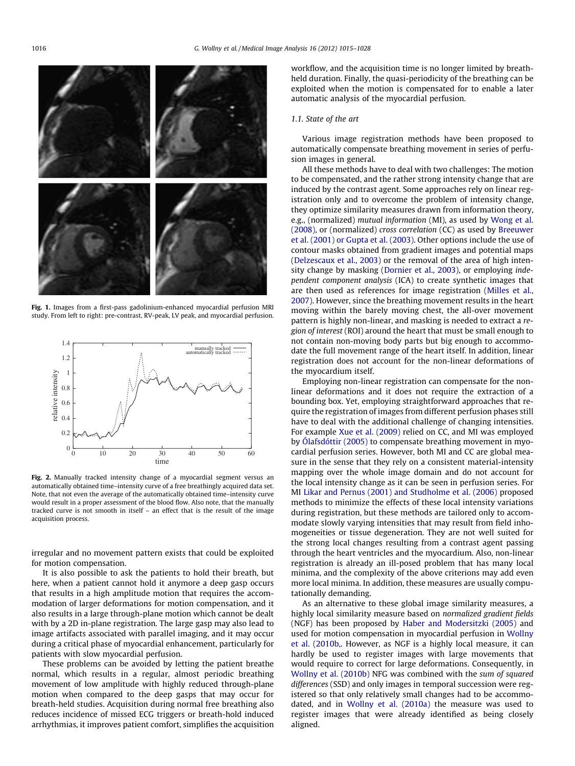Fig. 1. Images from a first-pass gadolinium-enhanced myocardial perfusion MRI study. From left to right: pre-contrast, RV-peak, LV peak, and myocardial perfusion.

Fig. 2. Manually tracked intensity change of a myocardial segment versus an automatically obtained time–intensity curve of a free breathingly acquired data set. Note, that not even the average of the automatically obtained time–intensity curve would result in a proper assessment of the blood flow. Also note, that the manually tracked curve is not smooth in itself – an effect that is the result of the image acquisition process.

irregular and no movement pattern exists that could be exploited for motion compensation.

It is also possible to ask the patients to hold their breath, but here, when a patient cannot hold it anymore a deep gasp occurs that results in a high amplitude motion that requires the accommodation of larger deformations for motion compensation, and it also results in a large through-plane motion which cannot be dealt with by a 2D in-plane registration. The large gasp may also lead to image artifacts associated with parallel imaging, and it may occur during a critical phase of myocardial enhancement, particularly for patients with slow myocardial perfusion.

These problems can be avoided by letting the patient breathe normal, which results in a regular, almost periodic breathing movement of low amplitude with highly reduced through-plane motion when compared to the deep gasps that may occur for breath-held studies. Acquisition during normal free breathing also reduces incidence of missed ECG triggers or breath-hold induced arrhythmias, it improves patient comfort, simplifies the acquisition workflow, and the acquisition time is no longer limited by breath-held duration. Finally, the quasi-periodicity of the breathing can be exploited when the motion is compensated for to enable a later automatic analysis of the myocardial perfusion.

### 1.1. State of the art

Various image registration methods have been proposed to automatically compensate breathing movement in series of perfusion images in general.

All these methods have to deal with two challenges: The motion to be compensated, and the rather strong intensity change that are induced by the contrast agent. Some approaches rely on linear registration only and to overcome the problem of intensity change, they optimize similarity measures drawn from information theory, e.g., (normalized) *mutual information* (MI), as used by Wong et al. (2008), or (normalized) *cross correlation* (CC) as used by Breeuwer et al. (2001) or Gupta et al. (2003). Other options include the use of contour masks obtained from gradient images and potential maps (Delzescaux et al., 2003) or the removal of the area of high intensity change by masking (Dornier et al., 2003), or employing *independent component analysis* (ICA) to create synthetic images that are then used as references for image registration (Milles et al., 2007). However, since the breathing movement results in the heart moving within the barely moving chest, the all-over movement pattern is highly non-linear, and masking is needed to extract a *region of interest* (ROI) around the heart that must be small enough to not contain non-moving body parts but big enough to accommodate the full movement range of the heart itself. In addition, linear registration does not account for the non-linear deformations of the myocardium itself.

Employing non-linear registration can compensate for the non-linear deformations and it does not require the extraction of a bounding box. Yet, employing straightforward approaches that require the registration of images from different perfusion phases still have to deal with the additional challenge of changing intensities. For example Xue et al. (2009) relied on CC, and MI was employed by Ólafsdóttir (2005) to compensate breathing movement in myocardial perfusion series. However, both MI and CC are global measure in the sense that they rely on a consistent material-intensity mapping over the whole image domain and do not account for the local intensity change as it can be seen in perfusion series. For MI Likar and Pernus (2001) and Studholme et al. (2006) proposed methods to minimize the effects of these local intensity variations during registration, but these methods are tailored only to accommodate slowly varying intensities that may result from field inhomogeneities or tissue degeneration. They are not well suited for the strong local changes resulting from a contrast agent passing through the heart ventricles and the myocardium. Also, non-linear registration is already an ill-posed problem that has many local minima, and the complexity of the above criterions may add even more local minima. In addition, these measures are usually computationally demanding.

As an alternative to these global image similarity measures, a highly local similarity measure based on *normalized gradient fields* (NGF) has been proposed by Haber and Modersitzki (2005) and used for motion compensation in myocardial perfusion in Wollny et al. (2010b,. However, as NGF is a highly local measure, it can hardly be used to register images with large movements that would require to correct for large deformations. Consequently, in Wollny et al. (2010b) NFG was combined with the *sum of squared differences* (SSD) and only images in temporal succession were registered so that only relatively small changes had to be accommodated, and in Wollny et al. (2010a) the measure was used to register images that were already identified as being closely aligned.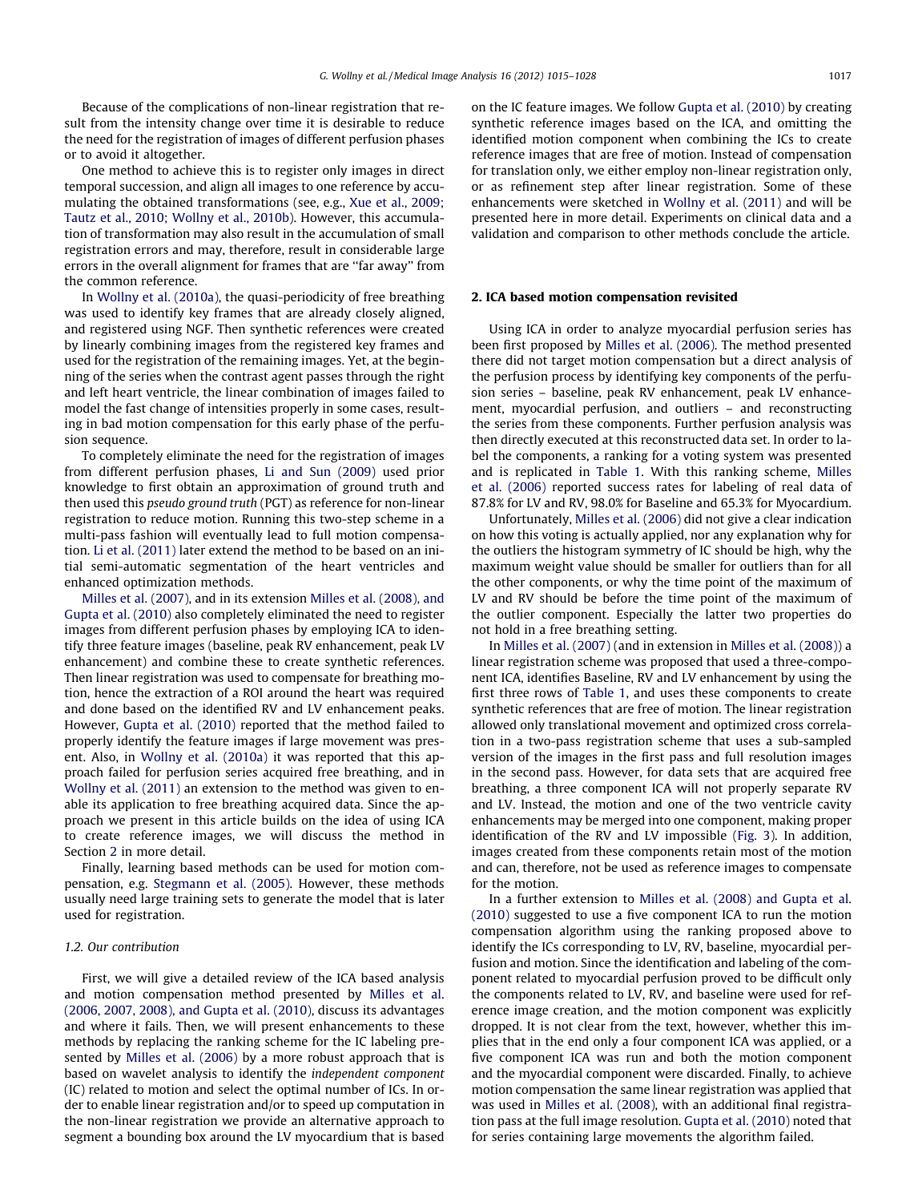Because of the complications of non-linear registration that result from the intensity change over time it is desirable to reduce the need for the registration of images of different perfusion phases or to avoid it altogether.

One method to achieve this is to register only images in direct temporal succession, and align all images to one reference by accumulating the obtained transformations (see, e.g., Xue et al., 2009; Tautz et al., 2010; Wollny et al., 2010b). However, this accumulation of transformation may also result in the accumulation of small registration errors and may, therefore, result in considerable large errors in the overall alignment for frames that are "far away" from the common reference.

In Wollny et al. (2010a), the quasi-periodicity of free breathing was used to identify key frames that are already closely aligned, and registered using NGF. Then synthetic references were created by linearly combining images from the registered key frames and used for the registration of the remaining images. Yet, at the beginning of the series when the contrast agent passes through the right and left heart ventricle, the linear combination of images failed to model the fast change of intensities properly in some cases, resulting in bad motion compensation for this early phase of the perfusion sequence.

To completely eliminate the need for the registration of images from different perfusion phases, Li and Sun (2009) used prior knowledge to first obtain an approximation of ground truth and then used this *pseudo ground truth* (PGT) as reference for non-linear registration to reduce motion. Running this two-step scheme in a multi-pass fashion will eventually lead to full motion compensation. Li et al. (2011) later extend the method to be based on an initial semi-automatic segmentation of the heart ventricles and enhanced optimization methods.

Milles et al. (2007), and in its extension Milles et al. (2008), and Gupta et al. (2010) also completely eliminated the need to register images from different perfusion phases by employing ICA to identify three feature images (baseline, peak RV enhancement, peak LV enhancement) and combine these to create synthetic references. Then linear registration was used to compensate for breathing motion, hence the extraction of a ROI around the heart was required and done based on the identified RV and LV enhancement peaks. However, Gupta et al. (2010) reported that the method failed to properly identify the feature images if large movement was present. Also, in Wollny et al. (2010a) it was reported that this approach failed for perfusion series acquired free breathing, and in Wollny et al. (2011) an extension to the method was given to enable its application to free breathing acquired data. Since the approach we present in this article builds on the idea of using ICA to create reference images, we will discuss the method in Section 2 in more detail.

Finally, learning based methods can be used for motion compensation, e.g. Stegmann et al. (2005). However, these methods usually need large training sets to generate the model that is later used for registration.

### 1.2. Our contribution

First, we will give a detailed review of the ICA based analysis and motion compensation method presented by Milles et al. (2006, 2007, 2008), and Gupta et al. (2010), discuss its advantages and where it fails. Then, we will present enhancements to these methods by replacing the ranking scheme for the IC labeling presented by Milles et al. (2006) by a more robust approach that is based on wavelet analysis to identify the *independent component* (IC) related to motion and select the optimal number of ICs. In order to enable linear registration and/or to speed up computation in the non-linear registration we provide an alternative approach to segment a bounding box around the LV myocardium that is based on the IC feature images. We follow Gupta et al. (2010) by creating synthetic reference images based on the ICA, and omitting the identified motion component when combining the ICs to create reference images that are free of motion. Instead of compensation for translation only, we either employ non-linear registration only, or as refinement step after linear registration. Some of these enhancements were sketched in Wollny et al. (2011) and will be presented here in more detail. Experiments on clinical data and a validation and comparison to other methods conclude the article.

## 2. ICA based motion compensation revisited

Using ICA in order to analyze myocardial perfusion series has been first proposed by Milles et al. (2006). The method presented there did not target motion compensation but a direct analysis of the perfusion process by identifying key components of the perfusion series – baseline, peak RV enhancement, peak LV enhancement, myocardial perfusion, and outliers – and reconstructing the series from these components. Further perfusion analysis was then directly executed at this reconstructed data set. In order to label the components, a ranking for a voting system was presented and is replicated in Table 1. With this ranking scheme, Milles et al. (2006) reported success rates for labeling of real data of 87.8% for LV and RV, 98.0% for Baseline and 65.3% for Myocardium.

Unfortunately, Milles et al. (2006) did not give a clear indication on how this voting is actually applied, nor any explanation why for the outliers the histogram symmetry of IC should be high, why the maximum weight value should be smaller for outliers than for all the other components, or why the time point of the maximum of LV and RV should be before the time point of the maximum of the outlier component. Especially the latter two properties do not hold in a free breathing setting.

In Milles et al. (2007) (and in extension in Milles et al. (2008)) a linear registration scheme was proposed that used a three-component ICA, identifies Baseline, RV and LV enhancement by using the first three rows of Table 1, and uses these components to create synthetic references that are free of motion. The linear registration allowed only translational movement and optimized cross correlation in a two-pass registration scheme that uses a sub-sampled version of the images in the first pass and full resolution images in the second pass. However, for data sets that are acquired free breathing, a three component ICA will not properly separate RV and LV. Instead, the motion and one of the two ventricle cavity enhancements may be merged into one component, making proper identification of the RV and LV impossible (Fig. 3). In addition, images created from these components retain most of the motion and can, therefore, not be used as reference images to compensate for the motion.

In a further extension to Milles et al. (2008) and Gupta et al. (2010) suggested to use a five component ICA to run the motion compensation algorithm using the ranking proposed above to identify the ICs corresponding to LV, RV, baseline, myocardial perfusion and motion. Since the identification and labeling of the component related to myocardial perfusion proved to be difficult only the components related to LV, RV, and baseline were used for reference image creation, and the motion component was explicitly dropped. It is not clear from the text, however, whether this implies that in the end only a four component ICA was applied, or a five component ICA was run and both the motion component and the myocardial component were discarded. Finally, to achieve motion compensation the same linear registration was applied that was used in Milles et al. (2008), with an additional final registration pass at the full image resolution. Gupta et al. (2010) noted that for series containing large movements the algorithm failed.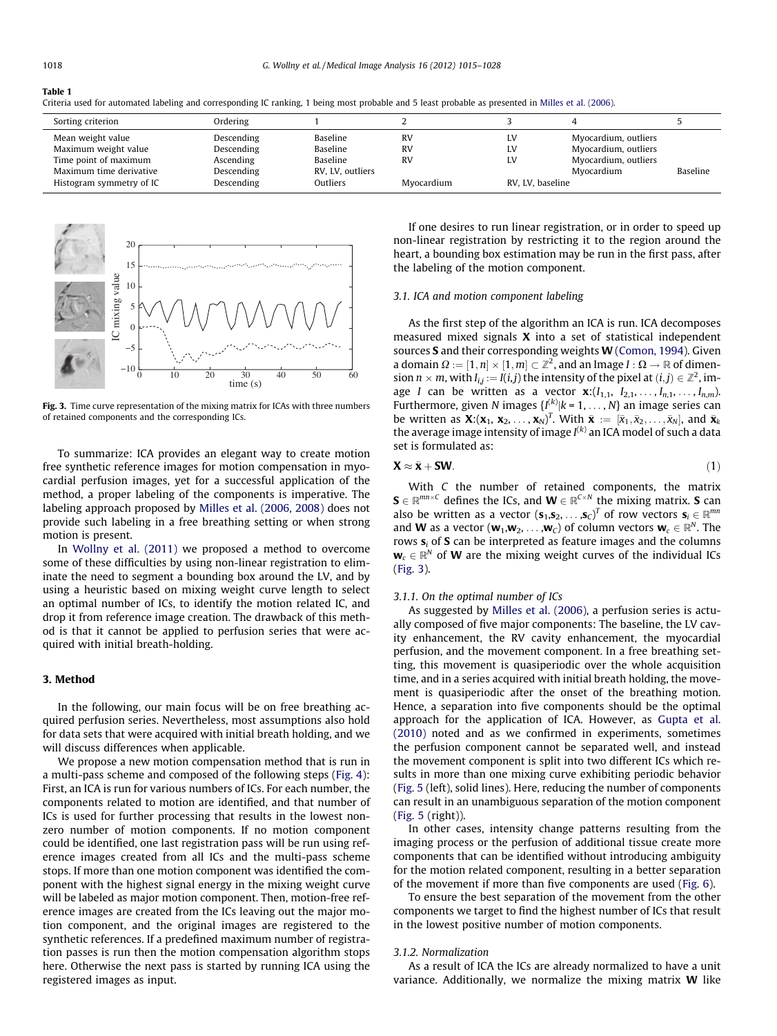**Table 1**
Criteria used for automated labeling and corresponding IC ranking, 1 being most probable and 5 least probable as presented in Milles et al. (2006).

| Sorting criterion | Ordering | 1 | 2 | 3 | 4 | 5 |
|---|---|---|---|---|---|---|
| Mean weight value | Descending | Baseline | RV | LV | Myocardium, outliers | |
| Maximum weight value | Descending | Baseline | RV | LV | Myocardium, outliers | |
| Time point of maximum | Ascending | Baseline | RV | LV | Myocardium, outliers | |
| Maximum time derivative | Descending | RV, LV, outliers | | | Myocardium | Baseline |
| Histogram symmetry of IC | Descending | Outliers | Myocardium | RV, LV, baseline | | |

20
15
10
5
0
−5
−10
IC mixing value
0 10 20 30 40 50 60
time (s)

**Fig. 3.** Time curve representation of the mixing matrix for ICAs with three numbers of retained components and the corresponding ICs.

To summarize: ICA provides an elegant way to create motion free synthetic reference images for motion compensation in myocardial perfusion images, yet for a successful application of the method, a proper labeling of the components is imperative. The labeling approach proposed by Milles et al. (2006, 2008) does not provide such labeling in a free breathing setting or when strong motion is present.

In Wollny et al. (2011) we proposed a method to overcome some of these difficulties by using non-linear registration to eliminate the need to segment a bounding box around the LV, and by using a heuristic based on mixing weight curve length to select an optimal number of ICs, to identify the motion related IC, and drop it from reference image creation. The drawback of this method is that it cannot be applied to perfusion series that were acquired with initial breath-holding.

## 3. Method

In the following, our main focus will be on free breathing acquired perfusion series. Nevertheless, most assumptions also hold for data sets that were acquired with initial breath holding, and we will discuss differences when applicable.

We propose a new motion compensation method that is run in a multi-pass scheme and composed of the following steps (Fig. 4): First, an ICA is run for various numbers of ICs. For each number, the components related to motion are identified, and that number of ICs is used for further processing that results in the lowest non-zero number of motion components. If no motion component could be identified, one last registration pass will be run using reference images created from all ICs and the multi-pass scheme stops. If more than one motion component was identified the component with the highest signal energy in the mixing weight curve will be labeled as major motion component. Then, motion-free reference images are created from the ICs leaving out the major motion component, and the original images are registered to the synthetic references. If a predefined maximum number of registration passes is run then the motion compensation algorithm stops here. Otherwise the next pass is started by running ICA using the registered images as input.

If one desires to run linear registration, or in order to speed up non-linear registration by restricting it to the region around the heart, a bounding box estimation may be run in the first pass, after the labeling of the motion component.

### 3.1. ICA and motion component labeling

As the first step of the algorithm an ICA is run. ICA decomposes measured mixed signals $\mathbf{X}$ into a set of statistical independent sources $\mathbf{S}$ and their corresponding weights $\mathbf{W}$ (Comon, 1994). Given a domain $\Omega := [1, n] \times [1, m] \subset \mathbb{Z}^2$, and an Image $I : \Omega \to \mathbb{R}$ of dimension $n \times m$, with $I_{i,j} := I(i,j)$ the intensity of the pixel at $(i,j) \in \mathbb{Z}^2$, image $I$ can be written as a vector $\mathbf{x}:(I_{1,1}, I_{2,1}, \ldots, I_{n,1}, \ldots, I_{n,m})$. Furthermore, given $N$ images $\{I^{(k)} | k = 1, \ldots, N\}$ an image series can be written as $\mathbf{X}:(\mathbf{x}_1, \mathbf{x}_2, \ldots, \mathbf{x}_N)^T$. With $\bar{\mathbf{x}} := [\bar{x}_1, \bar{x}_2, \ldots, \bar{x}_N]$, and $\bar{\mathbf{x}}_k$ the average image intensity of image $I^{(k)}$ an ICA model of such a data set is formulated as:

$$\mathbf{X} \approx \bar{\mathbf{x}} + \mathbf{SW}. \tag{1}$$

With $C$ the number of retained components, the matrix $\mathbf{S} \in \mathbb{R}^{mn \times C}$ defines the ICs, and $\mathbf{W} \in \mathbb{R}^{C \times N}$ the mixing matrix. $\mathbf{S}$ can also be written as a vector $(\mathbf{s}_1, \mathbf{s}_2, \ldots, \mathbf{s}_C)^T$ of row vectors $\mathbf{s}_i \in \mathbb{R}^{mn}$ and $\mathbf{W}$ as a vector $(\mathbf{w}_1, \mathbf{w}_2, \ldots, \mathbf{w}_C)$ of column vectors $\mathbf{w}_c \in \mathbb{R}^N$. The rows $\mathbf{s}_i$ of $\mathbf{S}$ can be interpreted as feature images and the columns $\mathbf{w}_c \in \mathbb{R}^N$ of $\mathbf{W}$ are the mixing weight curves of the individual ICs (Fig. 3).

#### 3.1.1. On the optimal number of ICs

As suggested by Milles et al. (2006), a perfusion series is actually composed of five major components: The baseline, the LV cavity enhancement, the RV cavity enhancement, the myocardial perfusion, and the movement component. In a free breathing setting, this movement is quasiperiodic over the whole acquisition time, and in a series acquired with initial breath holding, the movement is quasiperiodic after the onset of the breathing motion. Hence, a separation into five components should be the optimal approach for the application of ICA. However, as Gupta et al. (2010) noted and as we confirmed in experiments, sometimes the perfusion component cannot be separated well, and instead the movement component is split into two different ICs which results in more than one mixing curve exhibiting periodic behavior (Fig. 5 (left), solid lines). Here, reducing the number of components can result in an unambiguous separation of the motion component (Fig. 5 (right)).

In other cases, intensity change patterns resulting from the imaging process or the perfusion of additional tissue create more components that can be identified without introducing ambiguity for the motion related component, resulting in a better separation of the movement if more than five components are used (Fig. 6).

To ensure the best separation of the movement from the other components we target to find the highest number of ICs that result in the lowest positive number of motion components.

#### 3.1.2. Normalization

As a result of ICA the ICs are already normalized to have a unit variance. Additionally, we normalize the mixing matrix $\mathbf{W}$ like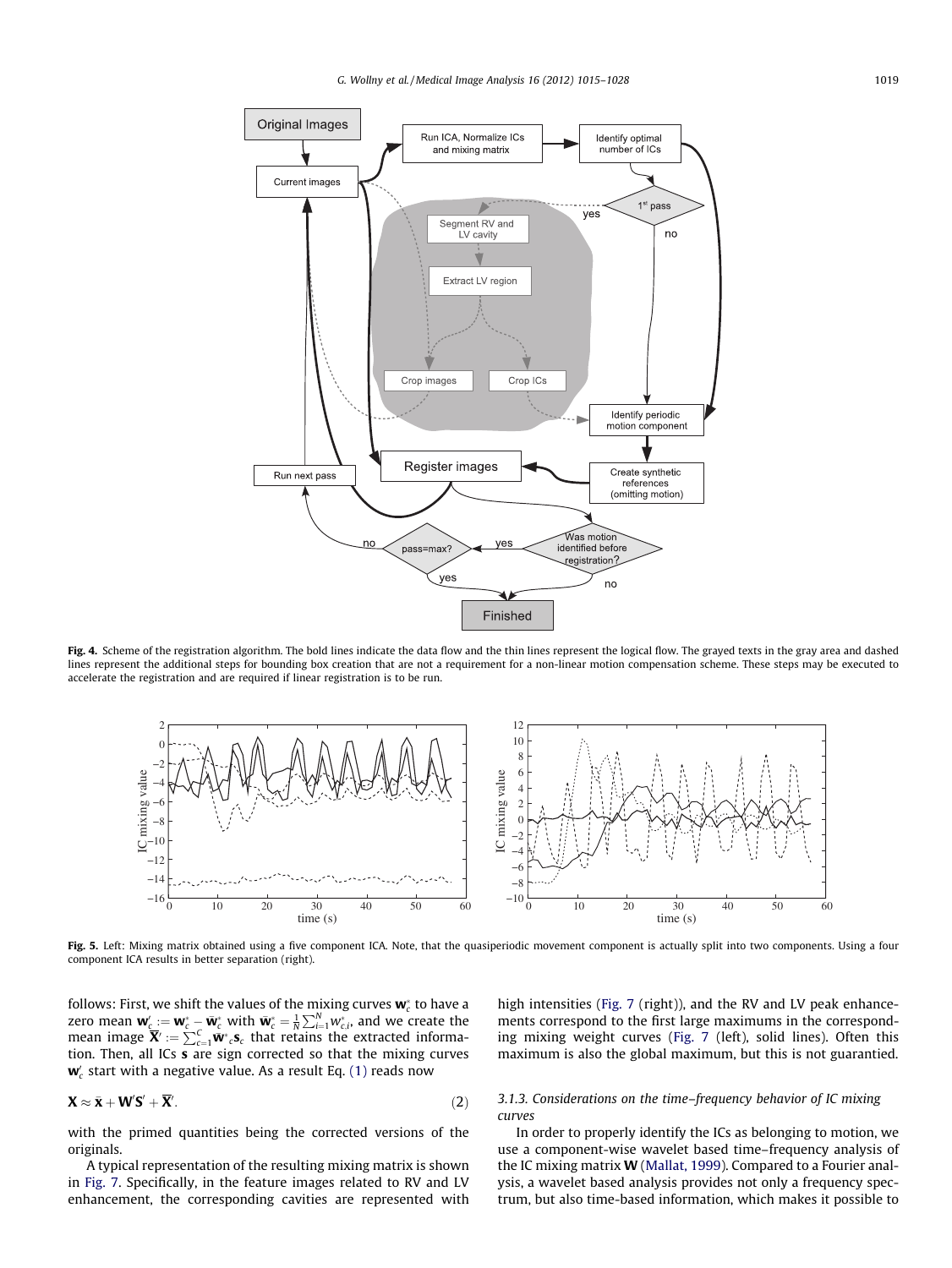Fig. 4. Scheme of the registration algorithm. The bold lines indicate the data flow and the thin lines represent the logical flow. The grayed texts in the gray area and dashed lines represent the additional steps for bounding box creation that are not a requirement for a non-linear motion compensation scheme. These steps may be executed to accelerate the registration and are required if linear registration is to be run.

Fig. 5. Left: Mixing matrix obtained using a five component ICA. Note, that the quasiperiodic movement component is actually split into two components. Using a four component ICA results in better separation (right).

follows: First, we shift the values of the mixing curves $\mathbf{w}_c^*$ to have a zero mean $\mathbf{w}'_c := \mathbf{w}_c^* - \bar{\mathbf{w}}_c^*$ with $\bar{\mathbf{w}}_c^* = \frac{1}{N}\sum_{i=1}^{N} w_{c,i}^*$, and we create the mean image $\overline{\mathbf{X}}' := \sum_{c=1}^{C} \bar{\mathbf{w}}^*{}_c \mathbf{s}_c$ that retains the extracted information. Then, all ICs $\mathbf{s}$ are sign corrected so that the mixing curves $\mathbf{w}'_c$ start with a negative value. As a result Eq. (1) reads now

$$\mathbf{X} \approx \bar{\mathbf{x}} + \mathbf{W}'\mathbf{S}' + \overline{\mathbf{X}}'. \tag{2}$$

with the primed quantities being the corrected versions of the originals.

A typical representation of the resulting mixing matrix is shown in Fig. 7. Specifically, in the feature images related to RV and LV enhancement, the corresponding cavities are represented with high intensities (Fig. 7 (right)), and the RV and LV peak enhancements correspond to the first large maximums in the corresponding mixing weight curves (Fig. 7 (left), solid lines). Often this maximum is also the global maximum, but this is not guarantied.

### 3.1.3. Considerations on the time–frequency behavior of IC mixing curves

In order to properly identify the ICs as belonging to motion, we use a component-wise wavelet based time–frequency analysis of the IC mixing matrix $\mathbf{W}$ (Mallat, 1999). Compared to a Fourier analysis, a wavelet based analysis provides not only a frequency spectrum, but also time-based information, which makes it possible to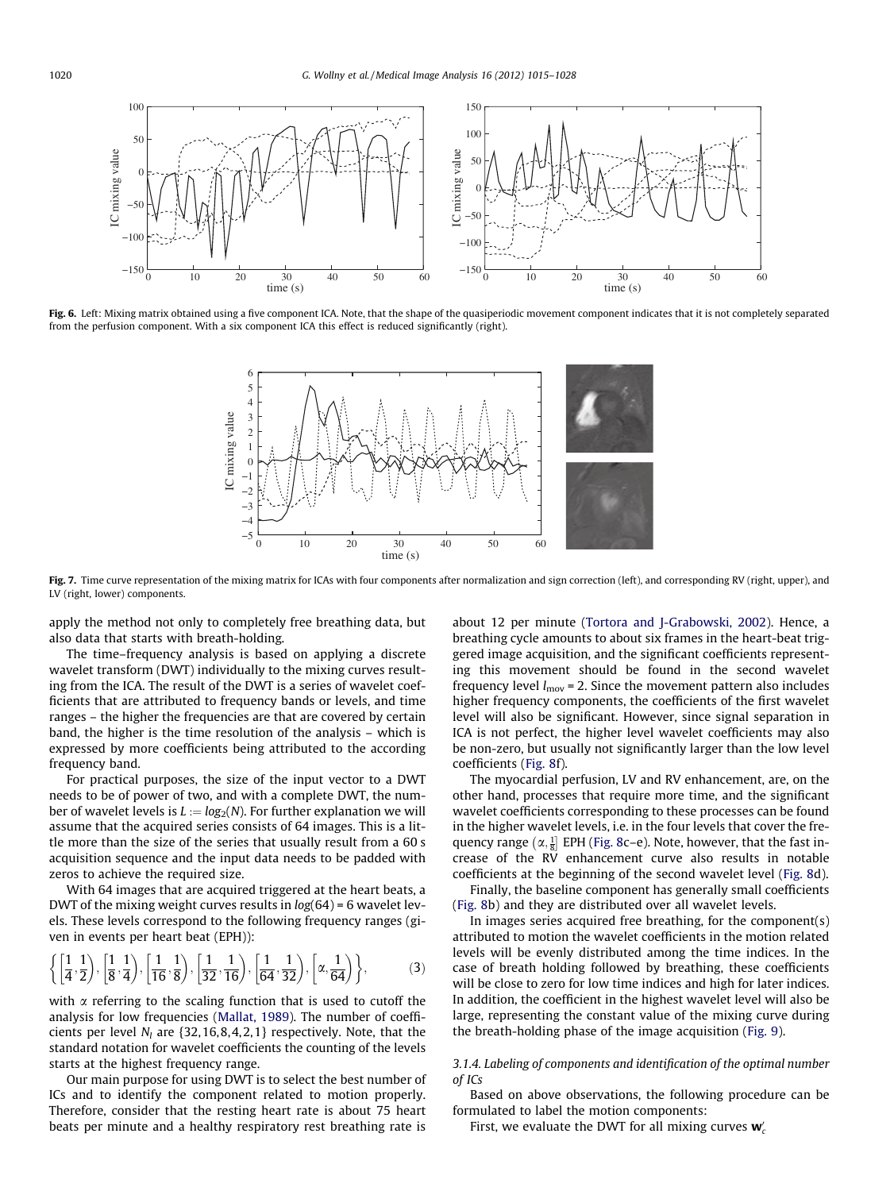Fig. 6. Left: Mixing matrix obtained using a five component ICA. Note, that the shape of the quasiperiodic movement component indicates that it is not completely separated from the perfusion component. With a six component ICA this effect is reduced significantly (right).

Fig. 7. Time curve representation of the mixing matrix for ICAs with four components after normalization and sign correction (left), and corresponding RV (right, upper), and LV (right, lower) components.

apply the method not only to completely free breathing data, but also data that starts with breath-holding.

The time–frequency analysis is based on applying a discrete wavelet transform (DWT) individually to the mixing curves resulting from the ICA. The result of the DWT is a series of wavelet coefficients that are attributed to frequency bands or levels, and time ranges – the higher the frequencies are that are covered by certain band, the higher is the time resolution of the analysis – which is expressed by more coefficients being attributed to the according frequency band.

For practical purposes, the size of the input vector to a DWT needs to be of power of two, and with a complete DWT, the number of wavelet levels is $L := log_2(N)$. For further explanation we will assume that the acquired series consists of 64 images. This is a little more than the size of the series that usually result from a 60 s acquisition sequence and the input data needs to be padded with zeros to achieve the required size.

With 64 images that are acquired triggered at the heart beats, a DWT of the mixing weight curves results in $log(64) = 6$ wavelet levels. These levels correspond to the following frequency ranges (given in events per heart beat (EPH)):

$$\left\{\left[\frac{1}{4},\frac{1}{2}\right),\left[\frac{1}{8},\frac{1}{4}\right),\left[\frac{1}{16},\frac{1}{8}\right),\left[\frac{1}{32},\frac{1}{16}\right),\left[\frac{1}{64},\frac{1}{32}\right),\left[\alpha,\frac{1}{64}\right)\right\}, \tag{3}$$

with $\alpha$ referring to the scaling function that is used to cutoff the analysis for low frequencies (Mallat, 1989). The number of coefficients per level $N_l$ are $\{32, 16, 8, 4, 2, 1\}$ respectively. Note, that the standard notation for wavelet coefficients the counting of the levels starts at the highest frequency range.

Our main purpose for using DWT is to select the best number of ICs and to identify the component related to motion properly. Therefore, consider that the resting heart rate is about 75 heart beats per minute and a healthy respiratory rest breathing rate is about 12 per minute (Tortora and J-Grabowski, 2002). Hence, a breathing cycle amounts to about six frames in the heart-beat triggered image acquisition, and the significant coefficients representing this movement should be found in the second wavelet frequency level $l_{mov} = 2$. Since the movement pattern also includes higher frequency components, the coefficients of the first wavelet level will also be significant. However, since signal separation in ICA is not perfect, the higher level wavelet coefficients may also be non-zero, but usually not significantly larger than the low level coefficients (Fig. 8f).

The myocardial perfusion, LV and RV enhancement, are, on the other hand, processes that require more time, and the significant wavelet coefficients corresponding to these processes can be found in the higher wavelet levels, i.e. in the four levels that cover the frequency range $(\alpha, \frac{1}{8}]$ EPH (Fig. 8c–e). Note, however, that the fast increase of the RV enhancement curve also results in notable coefficients at the beginning of the second wavelet level (Fig. 8d).

Finally, the baseline component has generally small coefficients (Fig. 8b) and they are distributed over all wavelet levels.

In images series acquired free breathing, for the component(s) attributed to motion the wavelet coefficients in the motion related levels will be evenly distributed among the time indices. In the case of breath holding followed by breathing, these coefficients will be close to zero for low time indices and high for later indices. In addition, the coefficient in the highest wavelet level will also be large, representing the constant value of the mixing curve during the breath-holding phase of the image acquisition (Fig. 9).

### 3.1.4. Labeling of components and identification of the optimal number of ICs

Based on above observations, the following procedure can be formulated to label the motion components:

First, we evaluate the DWT for all mixing curves $\mathbf{w}'_c$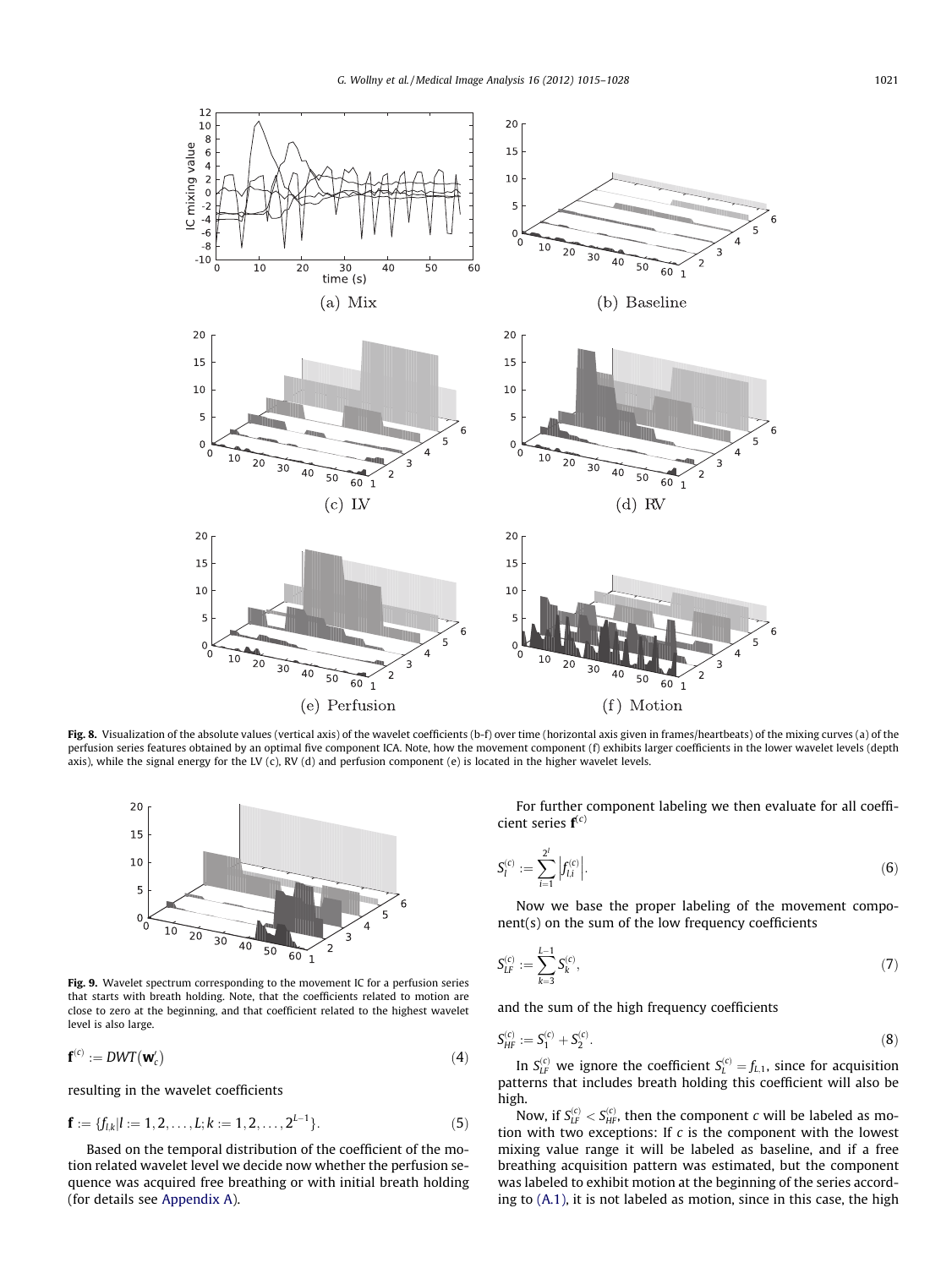Fig. 8. Visualization of the absolute values (vertical axis) of the wavelet coefficients (b-f) over time (horizontal axis given in frames/heartbeats) of the mixing curves (a) of the perfusion series features obtained by an optimal five component ICA. Note, how the movement component (f) exhibits larger coefficients in the lower wavelet levels (depth axis), while the signal energy for the LV (c), RV (d) and perfusion component (e) is located in the higher wavelet levels.

Fig. 9. Wavelet spectrum corresponding to the movement IC for a perfusion series that starts with breath holding. Note, that the coefficients related to motion are close to zero at the beginning, and that coefficient related to the highest wavelet level is also large.

$$\mathbf{f}^{(c)} := DWT(\mathbf{w}'_c) \tag{4}$$

resulting in the wavelet coefficients

$$\mathbf{f} := \{f_{l,k} | l := 1, 2, \ldots, L; k := 1, 2, \ldots, 2^{L-1}\}. \tag{5}$$

Based on the temporal distribution of the coefficient of the motion related wavelet level we decide now whether the perfusion sequence was acquired free breathing or with initial breath holding (for details see Appendix A).

For further component labeling we then evaluate for all coefficient series $\mathbf{f}^{(c)}$

$$S_l^{(c)} := \sum_{i=1}^{2^l} \left| f_{l,i}^{(c)} \right|. \tag{6}$$

Now we base the proper labeling of the movement component(s) on the sum of the low frequency coefficients

$$S_{LF}^{(c)} := \sum_{k=3}^{L-1} S_k^{(c)}, \tag{7}$$

and the sum of the high frequency coefficients

$$S_{HF}^{(c)} := S_1^{(c)} + S_2^{(c)}. \tag{8}$$

In $S_{LF}^{(c)}$ we ignore the coefficient $S_L^{(c)} = f_{L,1}$, since for acquisition patterns that includes breath holding this coefficient will also be high.

Now, if $S_{LF}^{(c)} < S_{HF}^{(c)}$, then the component $c$ will be labeled as motion with two exceptions: If $c$ is the component with the lowest mixing value range it will be labeled as baseline, and if a free breathing acquisition pattern was estimated, but the component was labeled to exhibit motion at the beginning of the series according to (A.1), it is not labeled as motion, since in this case, the high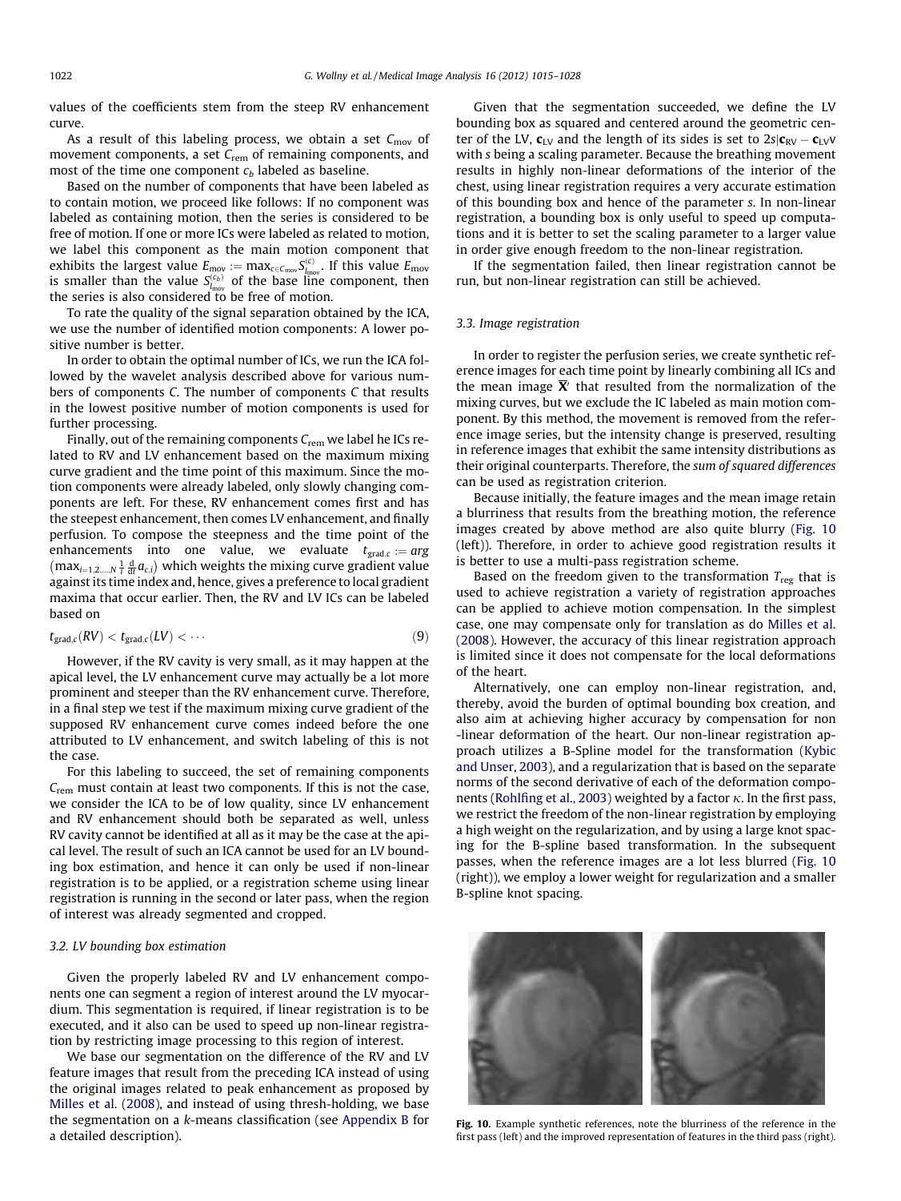values of the coefficients stem from the steep RV enhancement curve.

As a result of this labeling process, we obtain a set $C_{\text{mov}}$ of movement components, a set $C_{\text{rem}}$ of remaining components, and most of the time one component $c_b$ labeled as baseline.

Based on the number of components that have been labeled as to contain motion, we proceed like follows: If no component was labeled as containing motion, then the series is considered to be free of motion. If one or more ICs were labeled as related to motion, we label this component as the main motion component that exhibits the largest value $E_{\text{mov}} := \max_{c \in C_{\text{mov}}} S^{(c)}_{l_{\text{mov}}}$. If this value $E_{\text{mov}}$ is smaller than the value $S^{(c_b)}_{l_{\text{mov}}}$ of the base line component, then the series is also considered to be free of motion.

To rate the quality of the signal separation obtained by the ICA, we use the number of identified motion components: A lower positive number is better.

In order to obtain the optimal number of ICs, we run the ICA followed by the wavelet analysis described above for various numbers of components $C$. The number of components $C$ that results in the lowest positive number of motion components is used for further processing.

Finally, out of the remaining components $C_{\text{rem}}$ we label he ICs related to RV and LV enhancement based on the maximum mixing curve gradient and the time point of this maximum. Since the motion components were already labeled, only slowly changing components are left. For these, RV enhancement comes first and has the steepest enhancement, then comes LV enhancement, and finally perfusion. To compose the steepness and the time point of the enhancements into one value, we evaluate $t_{\text{grad},c} := arg\left(\max_{i=1,2,\ldots,N} \frac{1}{i} \frac{d}{dt} a_{c,i}\right)$ which weights the mixing curve gradient value against its time index and, hence, gives a preference to local gradient maxima that occur earlier. Then, the RV and LV ICs can be labeled based on

$$t_{\text{grad},c}(RV) < t_{\text{grad},c}(LV) < \cdots \tag{9}$$

However, if the RV cavity is very small, as it may happen at the apical level, the LV enhancement curve may actually be a lot more prominent and steeper than the RV enhancement curve. Therefore, in a final step we test if the maximum mixing curve gradient of the supposed RV enhancement curve comes indeed before the one attributed to LV enhancement, and switch labeling of this is not the case.

For this labeling to succeed, the set of remaining components $C_{\text{rem}}$ must contain at least two components. If this is not the case, we consider the ICA to be of low quality, since LV enhancement and RV enhancement should both be separated as well, unless RV cavity cannot be identified at all as it may be the case at the apical level. The result of such an ICA cannot be used for an LV bounding box estimation, and hence it can only be used if non-linear registration is to be applied, or a registration scheme using linear registration is running in the second or later pass, when the region of interest was already segmented and cropped.

### 3.2. LV bounding box estimation

Given the properly labeled RV and LV enhancement components one can segment a region of interest around the LV myocardium. This segmentation is required, if linear registration is to be executed, and it also can be used to speed up non-linear registration by restricting image processing to this region of interest.

We base our segmentation on the difference of the RV and LV feature images that result from the preceding ICA instead of using the original images related to peak enhancement as proposed by Milles et al. (2008), and instead of using thresh-holding, we base the segmentation on a $k$-means classification (see Appendix B for a detailed description).

Given that the segmentation succeeded, we define the LV bounding box as squared and centered around the geometric center of the LV, $\mathbf{c}_{\text{LV}}$ and the length of its sides is set to $2s|\mathbf{c}_{\text{RV}} - \mathbf{c}_{\text{LV}}|$ with $s$ being a scaling parameter. Because the breathing movement results in highly non-linear deformations of the interior of the chest, using linear registration requires a very accurate estimation of this bounding box and hence of the parameter $s$. In non-linear registration, a bounding box is only useful to speed up computations and it is better to set the scaling parameter to a larger value in order give enough freedom to the non-linear registration.

If the segmentation failed, then linear registration cannot be run, but non-linear registration can still be achieved.

### 3.3. Image registration

In order to register the perfusion series, we create synthetic reference images for each time point by linearly combining all ICs and the mean image $\overline{\mathbf{X}}'$ that resulted from the normalization of the mixing curves, but we exclude the IC labeled as main motion component. By this method, the movement is removed from the reference image series, but the intensity change is preserved, resulting in reference images that exhibit the same intensity distributions as their original counterparts. Therefore, the *sum of squared differences* can be used as registration criterion.

Because initially, the feature images and the mean image retain a blurriness that results from the breathing motion, the reference images created by above method are also quite blurry (Fig. 10 (left)). Therefore, in order to achieve good registration results it is better to use a multi-pass registration scheme.

Based on the freedom given to the transformation $T_{\text{reg}}$ that is used to achieve registration a variety of registration approaches can be applied to achieve motion compensation. In the simplest case, one may compensate only for translation as do Milles et al. (2008). However, the accuracy of this linear registration approach is limited since it does not compensate for the local deformations of the heart.

Alternatively, one can employ non-linear registration, and, thereby, avoid the burden of optimal bounding box creation, and also aim at achieving higher accuracy by compensation for non -linear deformation of the heart. Our non-linear registration approach utilizes a B-Spline model for the transformation (Kybic and Unser, 2003), and a regularization that is based on the separate norms of the second derivative of each of the deformation components (Rohlfing et al., 2003) weighted by a factor $\kappa$. In the first pass, we restrict the freedom of the non-linear registration by employing a high weight on the regularization, and by using a large knot spacing for the B-spline based transformation. In the subsequent passes, when the reference images are a lot less blurred (Fig. 10 (right)), we employ a lower weight for regularization and a smaller B-spline knot spacing.

Fig. 10. Example synthetic references, note the blurriness of the reference in the first pass (left) and the improved representation of features in the third pass (right).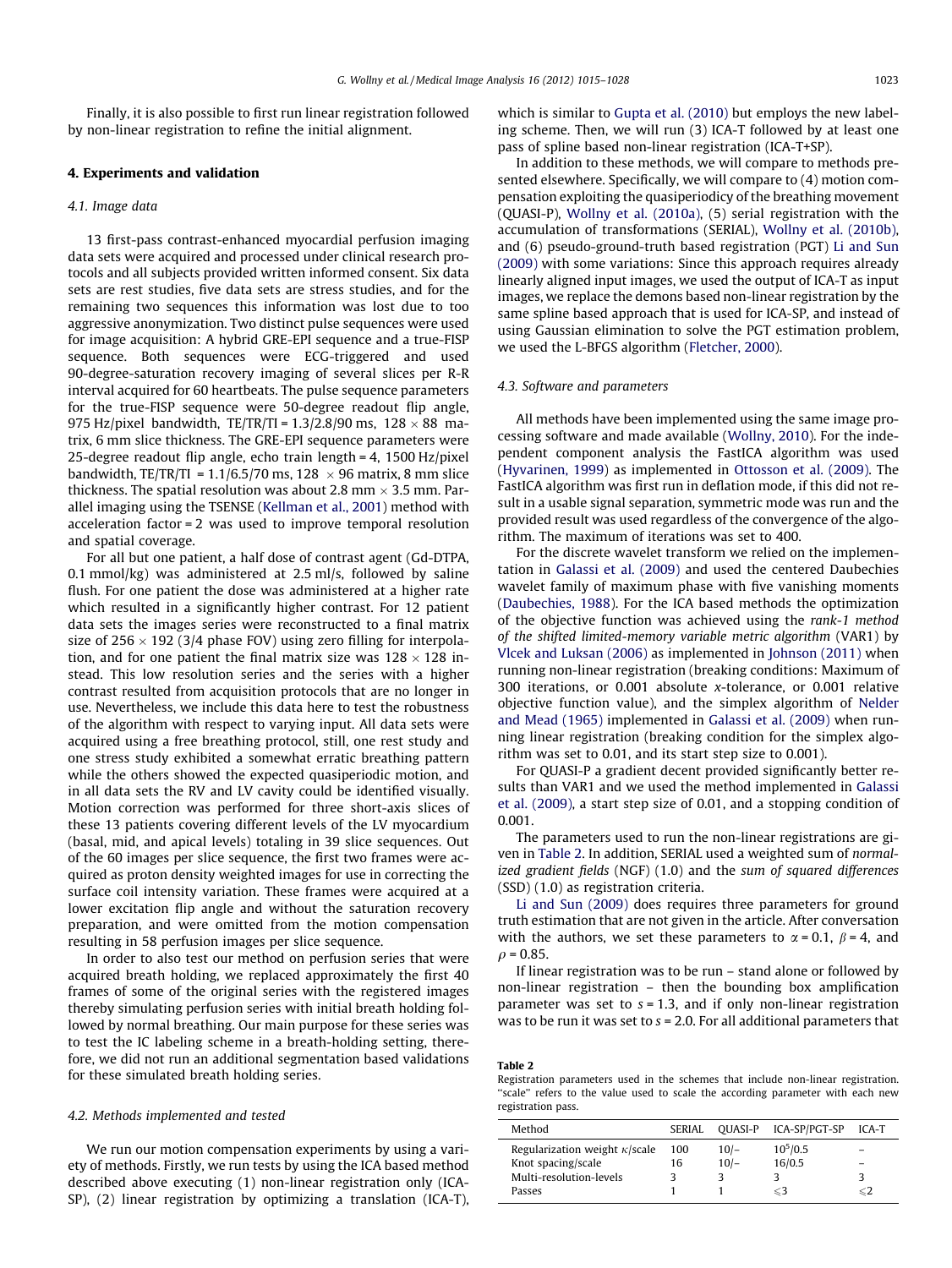Finally, it is also possible to first run linear registration followed by non-linear registration to refine the initial alignment.

## 4. Experiments and validation

### 4.1. Image data

13 first-pass contrast-enhanced myocardial perfusion imaging data sets were acquired and processed under clinical research protocols and all subjects provided written informed consent. Six data sets are rest studies, five data sets are stress studies, and for the remaining two sequences this information was lost due to too aggressive anonymization. Two distinct pulse sequences were used for image acquisition: A hybrid GRE-EPI sequence and a true-FISP sequence. Both sequences were ECG-triggered and used 90-degree-saturation recovery imaging of several slices per R-R interval acquired for 60 heartbeats. The pulse sequence parameters for the true-FISP sequence were 50-degree readout flip angle, 975 Hz/pixel bandwidth, TE/TR/TI = 1.3/2.8/90 ms, $128 \times 88$ matrix, 6 mm slice thickness. The GRE-EPI sequence parameters were 25-degree readout flip angle, echo train length = 4, 1500 Hz/pixel bandwidth, TE/TR/TI = 1.1/6.5/70 ms, $128 \times 96$ matrix, 8 mm slice thickness. The spatial resolution was about 2.8 mm $\times$ 3.5 mm. Parallel imaging using the TSENSE (Kellman et al., 2001) method with acceleration factor = 2 was used to improve temporal resolution and spatial coverage.

For all but one patient, a half dose of contrast agent (Gd-DTPA, 0.1 mmol/kg) was administered at 2.5 ml/s, followed by saline flush. For one patient the dose was administered at a higher rate which resulted in a significantly higher contrast. For 12 patient data sets the images series were reconstructed to a final matrix size of $256 \times 192$ (3/4 phase FOV) using zero filling for interpolation, and for one patient the final matrix size was $128 \times 128$ instead. This low resolution series and the series with a higher contrast resulted from acquisition protocols that are no longer in use. Nevertheless, we include this data here to test the robustness of the algorithm with respect to varying input. All data sets were acquired using a free breathing protocol, still, one rest study and one stress study exhibited a somewhat erratic breathing pattern while the others showed the expected quasiperiodic motion, and in all data sets the RV and LV cavity could be identified visually. Motion correction was performed for three short-axis slices of these 13 patients covering different levels of the LV myocardium (basal, mid, and apical levels) totaling in 39 slice sequences. Out of the 60 images per slice sequence, the first two frames were acquired as proton density weighted images for use in correcting the surface coil intensity variation. These frames were acquired at a lower excitation flip angle and without the saturation recovery preparation, and were omitted from the motion compensation resulting in 58 perfusion images per slice sequence.

In order to also test our method on perfusion series that were acquired breath holding, we replaced approximately the first 40 frames of some of the original series with the registered images thereby simulating perfusion series with initial breath holding followed by normal breathing. Our main purpose for these series was to test the IC labeling scheme in a breath-holding setting, therefore, we did not run an additional segmentation based validations for these simulated breath holding series.

### 4.2. Methods implemented and tested

We run our motion compensation experiments by using a variety of methods. Firstly, we run tests by using the ICA based method described above executing (1) non-linear registration only (ICA-SP), (2) linear registration by optimizing a translation (ICA-T), which is similar to Gupta et al. (2010) but employs the new labeling scheme. Then, we will run (3) ICA-T followed by at least one pass of spline based non-linear registration (ICA-T+SP).

In addition to these methods, we will compare to methods presented elsewhere. Specifically, we will compare to (4) motion compensation exploiting the quasiperiodicy of the breathing movement (QUASI-P), Wollny et al. (2010a), (5) serial registration with the accumulation of transformations (SERIAL), Wollny et al. (2010b), and (6) pseudo-ground-truth based registration (PGT) Li and Sun (2009) with some variations: Since this approach requires already linearly aligned input images, we used the output of ICA-T as input images, we replace the demons based non-linear registration by the same spline based approach that is used for ICA-SP, and instead of using Gaussian elimination to solve the PGT estimation problem, we used the L-BFGS algorithm (Fletcher, 2000).

### 4.3. Software and parameters

All methods have been implemented using the same image processing software and made available (Wollny, 2010). For the independent component analysis the FastICA algorithm was used (Hyvarinen, 1999) as implemented in Ottosson et al. (2009). The FastICA algorithm was first run in deflation mode, if this did not result in a usable signal separation, symmetric mode was run and the provided result was used regardless of the convergence of the algorithm. The maximum of iterations was set to 400.

For the discrete wavelet transform we relied on the implementation in Galassi et al. (2009) and used the centered Daubechies wavelet family of maximum phase with five vanishing moments (Daubechies, 1988). For the ICA based methods the optimization of the objective function was achieved using the *rank-1 method of the shifted limited-memory variable metric algorithm* (VAR1) by Vlcek and Luksan (2006) as implemented in Johnson (2011) when running non-linear registration (breaking conditions: Maximum of 300 iterations, or 0.001 absolute $x$-tolerance, or 0.001 relative objective function value), and the simplex algorithm of Nelder and Mead (1965) implemented in Galassi et al. (2009) when running linear registration (breaking condition for the simplex algorithm was set to 0.01, and its start step size to 0.001).

For QUASI-P a gradient decent provided significantly better results than VAR1 and we used the method implemented in Galassi et al. (2009), a start step size of 0.01, and a stopping condition of 0.001.

The parameters used to run the non-linear registrations are given in Table 2. In addition, SERIAL used a weighted sum of *normalized gradient fields* (NGF) (1.0) and the *sum of squared differences* (SSD) (1.0) as registration criteria.

Li and Sun (2009) does requires three parameters for ground truth estimation that are not given in the article. After conversation with the authors, we set these parameters to $\alpha = 0.1$, $\beta = 4$, and $\rho = 0.85$.

If linear registration was to be run – stand alone or followed by non-linear registration – then the bounding box amplification parameter was set to $s = 1.3$, and if only non-linear registration was to be run it was set to $s = 2.0$. For all additional parameters that

**Table 2**
Registration parameters used in the schemes that include non-linear registration. "scale" refers to the value used to scale the according parameter with each new registration pass.

| Method | SERIAL | QUASI-P | ICA-SP/PGT-SP | ICA-T |
|---|---|---|---|---|
| Regularization weight $\kappa$/scale | 100 | 10/– | $10^5$/0.5 | – |
| Knot spacing/scale | 16 | 10/– | 16/0.5 | – |
| Multi-resolution-levels | 3 | 3 | 3 | 3 |
| Passes | 1 | 1 | $\leqslant 3$ | $\leqslant 2$ |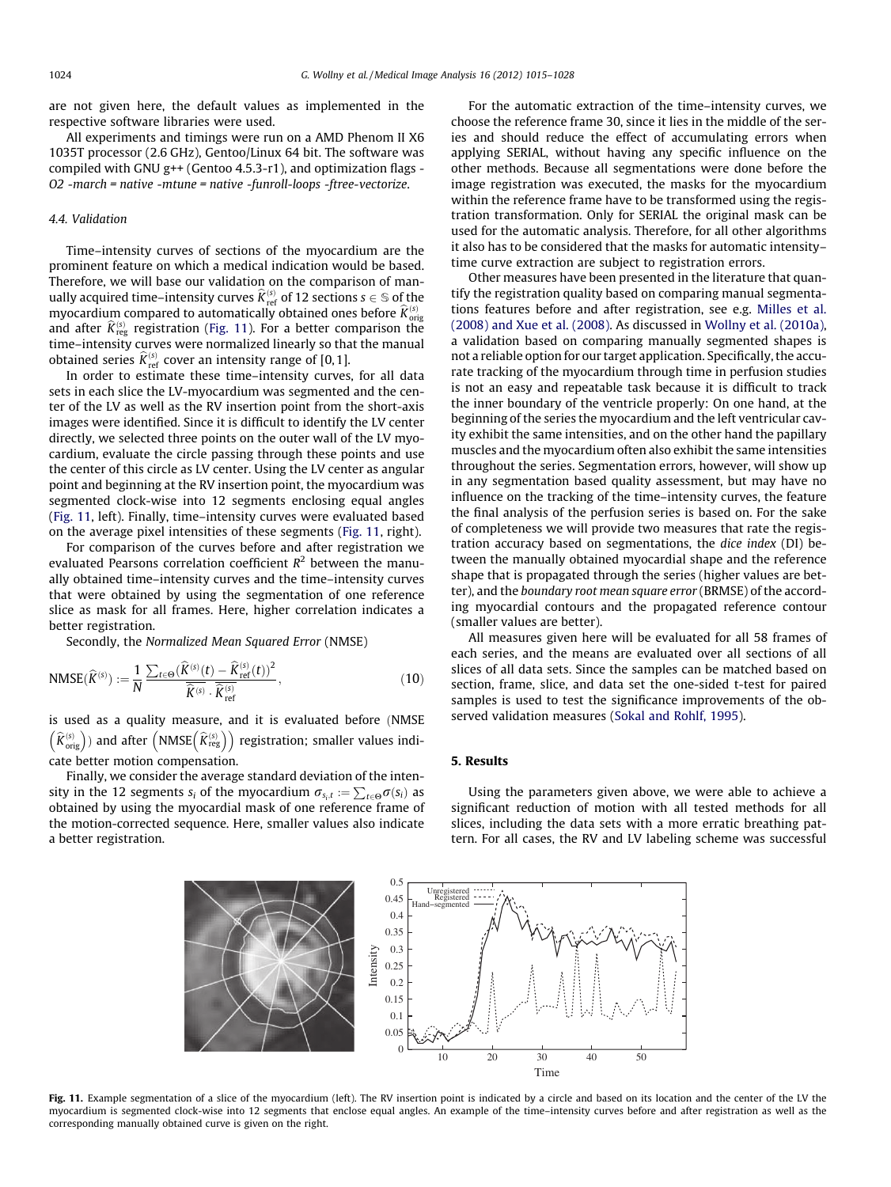are not given here, the default values as implemented in the respective software libraries were used.

All experiments and timings were run on a AMD Phenom II X6 1035T processor (2.6 GHz), Gentoo/Linux 64 bit. The software was compiled with GNU g++ (Gentoo 4.5.3-r1), and optimization flags *-O2 -march = native -mtune = native -funroll-loops -ftree-vectorize*.

### 4.4. Validation

Time–intensity curves of sections of the myocardium are the prominent feature on which a medical indication would be based. Therefore, we will base our validation on the comparison of manually acquired time–intensity curves $\widehat{K}^{(s)}_{\text{ref}}$ of 12 sections $s \in \mathbb{S}$ of the myocardium compared to automatically obtained ones before $\widehat{K}^{(s)}_{\text{orig}}$ and after $\widehat{K}^{(s)}_{\text{reg}}$ registration (Fig. 11). For a better comparison the time–intensity curves were normalized linearly so that the manual obtained series $\widehat{K}^{(s)}_{\text{ref}}$ cover an intensity range of [0, 1].

In order to estimate these time–intensity curves, for all data sets in each slice the LV-myocardium was segmented and the center of the LV as well as the RV insertion point from the short-axis images were identified. Since it is difficult to identify the LV center directly, we selected three points on the outer wall of the LV myocardium, evaluate the circle passing through these points and use the center of this circle as LV center. Using the LV center as angular point and beginning at the RV insertion point, the myocardium was segmented clock-wise into 12 segments enclosing equal angles (Fig. 11, left). Finally, time–intensity curves were evaluated based on the average pixel intensities of these segments (Fig. 11, right).

For comparison of the curves before and after registration we evaluated Pearsons correlation coefficient $R^2$ between the manually obtained time–intensity curves and the time–intensity curves that were obtained by using the segmentation of one reference slice as mask for all frames. Here, higher correlation indicates a better registration.

Secondly, the *Normalized Mean Squared Error* (NMSE)

$$\text{NMSE}(\widehat{K}^{(s)}) := \frac{1}{N} \frac{\sum_{t \in \Theta} (\widehat{K}^{(s)}(t) - \widehat{K}^{(s)}_{\text{ref}}(t))^2}{\overline{\widehat{K}^{(s)}} \cdot \overline{\widehat{K}^{(s)}_{\text{ref}}}}, \tag{10}$$

is used as a quality measure, and it is evaluated before $\left(\text{NMSE}\left(\widehat{K}^{(s)}_{\text{orig}}\right)\right)$ and after $\left(\text{NMSE}\left(\widehat{K}^{(s)}_{\text{reg}}\right)\right)$ registration; smaller values indicate better motion compensation.

Finally, we consider the average standard deviation of the intensity in the 12 segments $s_i$ of the myocardium $\sigma_{s_i,t} := \sum_{t \in \Theta} \sigma(s_i)$ as obtained by using the myocardial mask of one reference frame of the motion-corrected sequence. Here, smaller values also indicate a better registration.

For the automatic extraction of the time–intensity curves, we choose the reference frame 30, since it lies in the middle of the series and should reduce the effect of accumulating errors when applying SERIAL, without having any specific influence on the other methods. Because all segmentations were done before the image registration was executed, the masks for the myocardium within the reference frame have to be transformed using the registration transformation. Only for SERIAL the original mask can be used for the automatic analysis. Therefore, for all other algorithms it also has to be considered that the masks for automatic intensity–time curve extraction are subject to registration errors.

Other measures have been presented in the literature that quantify the registration quality based on comparing manual segmentations features before and after registration, see e.g. Milles et al. (2008) and Xue et al. (2008). As discussed in Wollny et al. (2010a), a validation based on comparing manually segmented shapes is not a reliable option for our target application. Specifically, the accurate tracking of the myocardium through time in perfusion studies is not an easy and repeatable task because it is difficult to track the inner boundary of the ventricle properly: On one hand, at the beginning of the series the myocardium and the left ventricular cavity exhibit the same intensities, and on the other hand the papillary muscles and the myocardium often also exhibit the same intensities throughout the series. Segmentation errors, however, will show up in any segmentation based quality assessment, but may have no influence on the tracking of the time–intensity curves, the feature the final analysis of the perfusion series is based on. For the sake of completeness we will provide two measures that rate the registration accuracy based on segmentations, the *dice index* (DI) between the manually obtained myocardial shape and the reference shape that is propagated through the series (higher values are better), and the *boundary root mean square error* (BRMSE) of the according myocardial contours and the propagated reference contour (smaller values are better).

All measures given here will be evaluated for all 58 frames of each series, and the means are evaluated over all sections of all slices of all data sets. Since the samples can be matched based on section, frame, slice, and data set the one-sided t-test for paired samples is used to test the significance improvements of the observed validation measures (Sokal and Rohlf, 1995).

## 5. Results

Using the parameters given above, we were able to achieve a significant reduction of motion with all tested methods for all slices, including the data sets with a more erratic breathing pattern. For all cases, the RV and LV labeling scheme was successful

**Fig. 11.** Example segmentation of a slice of the myocardium (left). The RV insertion point is indicated by a circle and based on its location and the center of the LV the myocardium is segmented clock-wise into 12 segments that enclose equal angles. An example of the time–intensity curves before and after registration as well as the corresponding manually obtained curve is given on the right.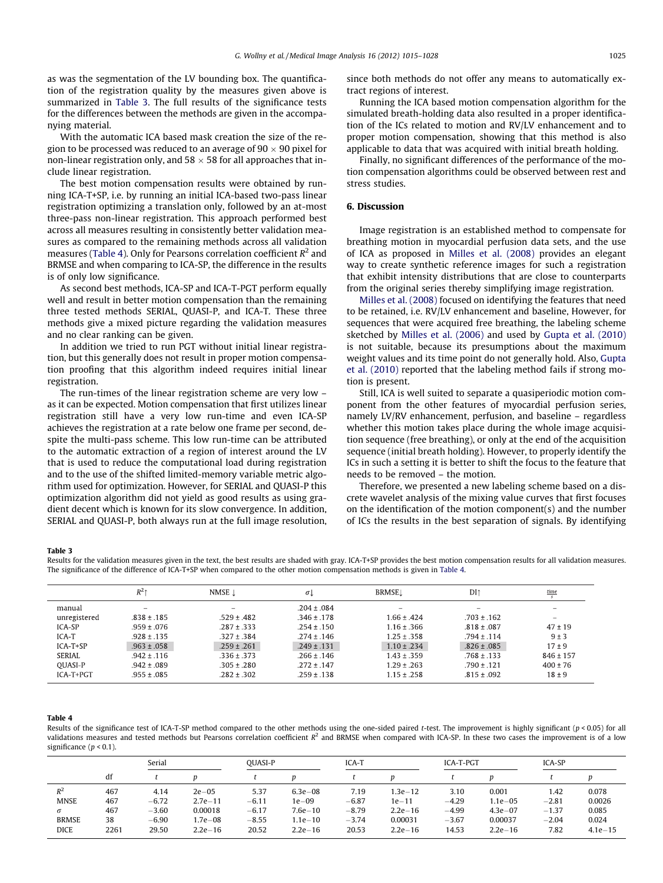as was the segmentation of the LV bounding box. The quantification of the registration quality by the measures given above is summarized in Table 3. The full results of the significance tests for the differences between the methods are given in the accompanying material.

With the automatic ICA based mask creation the size of the region to be processed was reduced to an average of 90 × 90 pixel for non-linear registration only, and 58 × 58 for all approaches that include linear registration.

The best motion compensation results were obtained by running ICA-T+SP, i.e. by running an initial ICA-based two-pass linear registration optimizing a translation only, followed by an at-most three-pass non-linear registration. This approach performed best across all measures resulting in consistently better validation measures as compared to the remaining methods across all validation measures (Table 4). Only for Pearsons correlation coefficient $R^2$ and BRMSE and when comparing to ICA-SP, the difference in the results is of only low significance.

As second best methods, ICA-SP and ICA-T-PGT perform equally well and result in better motion compensation than the remaining three tested methods SERIAL, QUASI-P, and ICA-T. These three methods give a mixed picture regarding the validation measures and no clear ranking can be given.

In addition we tried to run PGT without initial linear registration, but this generally does not result in proper motion compensation proofing that this algorithm indeed requires initial linear registration.

The run-times of the linear registration scheme are very low – as it can be expected. Motion compensation that first utilizes linear registration still have a very low run-time and even ICA-SP achieves the registration at a rate below one frame per second, despite the multi-pass scheme. This low run-time can be attributed to the automatic extraction of a region of interest around the LV that is used to reduce the computational load during registration and to the use of the shifted limited-memory variable metric algorithm used for optimization. However, for SERIAL and QUASI-P this optimization algorithm did not yield as good results as using gradient decent which is known for its slow convergence. In addition, SERIAL and QUASI-P, both always run at the full image resolution, since both methods do not offer any means to automatically extract regions of interest.

Running the ICA based motion compensation algorithm for the simulated breath-holding data also resulted in a proper identification of the ICs related to motion and RV/LV enhancement and to proper motion compensation, showing that this method is also applicable to data that was acquired with initial breath holding.

Finally, no significant differences of the performance of the motion compensation algorithms could be observed between rest and stress studies.

## 6. Discussion

Image registration is an established method to compensate for breathing motion in myocardial perfusion data sets, and the use of ICA as proposed in Milles et al. (2008) provides an elegant way to create synthetic reference images for such a registration that exhibit intensity distributions that are close to counterparts from the original series thereby simplifying image registration.

Milles et al. (2008) focused on identifying the features that need to be retained, i.e. RV/LV enhancement and baseline, However, for sequences that were acquired free breathing, the labeling scheme sketched by Milles et al. (2006) and used by Gupta et al. (2010) is not suitable, because its presumptions about the maximum weight values and its time point do not generally hold. Also, Gupta et al. (2010) reported that the labeling method fails if strong motion is present.

Still, ICA is well suited to separate a quasiperiodic motion component from the other features of myocardial perfusion series, namely LV/RV enhancement, perfusion, and baseline – regardless whether this motion takes place during the whole image acquisition sequence (free breathing), or only at the end of the acquisition sequence (initial breath holding). However, to properly identify the ICs in such a setting it is better to shift the focus to the feature that needs to be removed – the motion.

Therefore, we presented a new labeling scheme based on a discrete wavelet analysis of the mixing value curves that first focuses on the identification of the motion component(s) and the number of ICs the results in the best separation of signals. By identifying

**Table 3**
Results for the validation measures given in the text, the best results are shaded with gray. ICA-T+SP provides the best motion compensation results for all validation measures. The significance of the difference of ICA-T+SP when compared to the other motion compensation methods is given in Table 4.

| | $R^2\uparrow$ | NMSE ↓ | $\sigma\downarrow$ | BRMSE↓ | DI↑ | $\frac{time}{s}$ |
|---|---|---|---|---|---|---|
| manual | – | – | .204 ± .084 | – | – | – |
| unregistered | .838 ± .185 | .529 ± .482 | .346 ± .178 | 1.66 ± .424 | .703 ± .162 | – |
| ICA-SP | .959 ± .076 | .287 ± .333 | .254 ± .150 | 1.16 ± .366 | .818 ± .087 | 47 ± 19 |
| ICA-T | .928 ± .135 | .327 ± .384 | .274 ± .146 | 1.25 ± .358 | .794 ± .114 | 9 ± 3 |
| ICA-T+SP | .963 ± .058 | .259 ± .261 | .249 ± .131 | 1.10 ± .234 | .826 ± .085 | 17 ± 9 |
| SERIAL | .942 ± .116 | .336 ± .373 | .266 ± .146 | 1.43 ± .359 | .768 ± .133 | 846 ± 157 |
| QUASI-P | .942 ± .089 | .305 ± .280 | .272 ± .147 | 1.29 ± .263 | .790 ± .121 | 400 ± 76 |
| ICA-T+PGT | .955 ± .085 | .282 ± .302 | .259 ± .138 | 1.15 ± .258 | .815 ± .092 | 18 ± 9 |

**Table 4**
Results of the significance test of ICA-T-SP method compared to the other methods using the one-sided paired t-test. The improvement is highly significant ($p < 0.05$) for all validations measures and tested methods but Pearsons correlation coefficient $R^2$ and BRMSE when compared with ICA-SP. In these two cases the improvement is of a low significance ($p < 0.1$).

| | | Serial | | QUASI-P | | ICA-T | | ICA-T-PGT | | ICA-SP | |
|---|---|---|---|---|---|---|---|---|---|---|---|
| | df | $t$ | $p$ | $t$ | $p$ | $t$ | $p$ | $t$ | $p$ | $t$ | $p$ |
| $R^2$ | 467 | 4.14 | 2e−05 | 5.37 | 6.3e−08 | 7.19 | 1.3e−12 | 3.10 | 0.001 | 1.42 | 0.078 |
| MNSE | 467 | −6.72 | 2.7e−11 | −6.11 | 1e−09 | −6.87 | 1e−11 | −4.29 | 1.1e−05 | −2.81 | 0.0026 |
| $\sigma$ | 467 | −3.60 | 0.00018 | −6.17 | 7.6e−10 | −8.79 | 2.2e−16 | −4.99 | 4.3e−07 | −1.37 | 0.085 |
| BRMSE | 38 | −6.90 | 1.7e−08 | −8.55 | 1.1e−10 | −3.74 | 0.00031 | −3.67 | 0.00037 | −2.04 | 0.024 |
| DICE | 2261 | 29.50 | 2.2e−16 | 20.52 | 2.2e−16 | 20.53 | 2.2e−16 | 14.53 | 2.2e−16 | 7.82 | 4.1e−15 |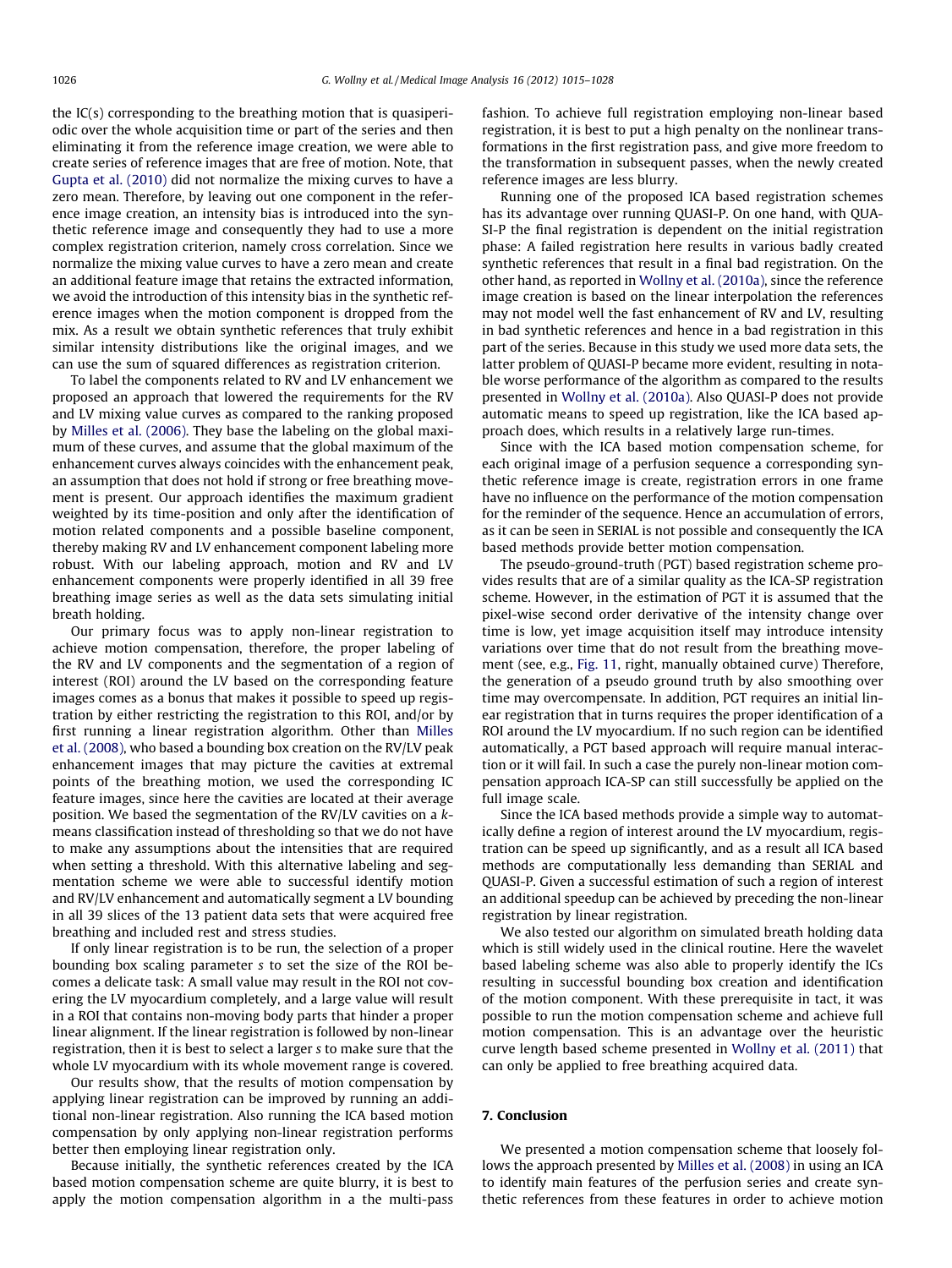the IC(s) corresponding to the breathing motion that is quasiperiodic over the whole acquisition time or part of the series and then eliminating it from the reference image creation, we were able to create series of reference images that are free of motion. Note, that Gupta et al. (2010) did not normalize the mixing curves to have a zero mean. Therefore, by leaving out one component in the reference image creation, an intensity bias is introduced into the synthetic reference image and consequently they had to use a more complex registration criterion, namely cross correlation. Since we normalize the mixing value curves to have a zero mean and create an additional feature image that retains the extracted information, we avoid the introduction of this intensity bias in the synthetic reference images when the motion component is dropped from the mix. As a result we obtain synthetic references that truly exhibit similar intensity distributions like the original images, and we can use the sum of squared differences as registration criterion.

To label the components related to RV and LV enhancement we proposed an approach that lowered the requirements for the RV and LV mixing value curves as compared to the ranking proposed by Milles et al. (2006). They base the labeling on the global maximum of these curves, and assume that the global maximum of the enhancement curves always coincides with the enhancement peak, an assumption that does not hold if strong or free breathing movement is present. Our approach identifies the maximum gradient weighted by its time-position and only after the identification of motion related components and a possible baseline component, thereby making RV and LV enhancement component labeling more robust. With our labeling approach, motion and RV and LV enhancement components were properly identified in all 39 free breathing image series as well as the data sets simulating initial breath holding.

Our primary focus was to apply non-linear registration to achieve motion compensation, therefore, the proper labeling of the RV and LV components and the segmentation of a region of interest (ROI) around the LV based on the corresponding feature images comes as a bonus that makes it possible to speed up registration by either restricting the registration to this ROI, and/or by first running a linear registration algorithm. Other than Milles et al. (2008), who based a bounding box creation on the RV/LV peak enhancement images that may picture the cavities at extremal points of the breathing motion, we used the corresponding IC feature images, since here the cavities are located at their average position. We based the segmentation of the RV/LV cavities on a $k$-means classification instead of thresholding so that we do not have to make any assumptions about the intensities that are required when setting a threshold. With this alternative labeling and segmentation scheme we were able to successful identify motion and RV/LV enhancement and automatically segment a LV bounding in all 39 slices of the 13 patient data sets that were acquired free breathing and included rest and stress studies.

If only linear registration is to be run, the selection of a proper bounding box scaling parameter $s$ to set the size of the ROI becomes a delicate task: A small value may result in the ROI not covering the LV myocardium completely, and a large value will result in a ROI that contains non-moving body parts that hinder a proper linear alignment. If the linear registration is followed by non-linear registration, then it is best to select a larger $s$ to make sure that the whole LV myocardium with its whole movement range is covered.

Our results show, that the results of motion compensation by applying linear registration can be improved by running an additional non-linear registration. Also running the ICA based motion compensation by only applying non-linear registration performs better then employing linear registration only.

Because initially, the synthetic references created by the ICA based motion compensation scheme are quite blurry, it is best to apply the motion compensation algorithm in a the multi-pass fashion. To achieve full registration employing non-linear based registration, it is best to put a high penalty on the nonlinear transformations in the first registration pass, and give more freedom to the transformation in subsequent passes, when the newly created reference images are less blurry.

Running one of the proposed ICA based registration schemes has its advantage over running QUASI-P. On one hand, with QUASI-P the final registration is dependent on the initial registration phase: A failed registration here results in various badly created synthetic references that result in a final bad registration. On the other hand, as reported in Wollny et al. (2010a), since the reference image creation is based on the linear interpolation the references may not model well the fast enhancement of RV and LV, resulting in bad synthetic references and hence in a bad registration in this part of the series. Because in this study we used more data sets, the latter problem of QUASI-P became more evident, resulting in notable worse performance of the algorithm as compared to the results presented in Wollny et al. (2010a). Also QUASI-P does not provide automatic means to speed up registration, like the ICA based approach does, which results in a relatively large run-times.

Since with the ICA based motion compensation scheme, for each original image of a perfusion sequence a corresponding synthetic reference image is create, registration errors in one frame have no influence on the performance of the motion compensation for the reminder of the sequence. Hence an accumulation of errors, as it can be seen in SERIAL is not possible and consequently the ICA based methods provide better motion compensation.

The pseudo-ground-truth (PGT) based registration scheme provides results that are of a similar quality as the ICA-SP registration scheme. However, in the estimation of PGT it is assumed that the pixel-wise second order derivative of the intensity change over time is low, yet image acquisition itself may introduce intensity variations over time that do not result from the breathing movement (see, e.g., Fig. 11, right, manually obtained curve) Therefore, the generation of a pseudo ground truth by also smoothing over time may overcompensate. In addition, PGT requires an initial linear registration that in turns requires the proper identification of a ROI around the LV myocardium. If no such region can be identified automatically, a PGT based approach will require manual interaction or it will fail. In such a case the purely non-linear motion compensation approach ICA-SP can still successfully be applied on the full image scale.

Since the ICA based methods provide a simple way to automatically define a region of interest around the LV myocardium, registration can be speed up significantly, and as a result all ICA based methods are computationally less demanding than SERIAL and QUASI-P. Given a successful estimation of such a region of interest an additional speedup can be achieved by preceding the non-linear registration by linear registration.

We also tested our algorithm on simulated breath holding data which is still widely used in the clinical routine. Here the wavelet based labeling scheme was also able to properly identify the ICs resulting in successful bounding box creation and identification of the motion component. With these prerequisite in tact, it was possible to run the motion compensation scheme and achieve full motion compensation. This is an advantage over the heuristic curve length based scheme presented in Wollny et al. (2011) that can only be applied to free breathing acquired data.

## 7. Conclusion

We presented a motion compensation scheme that loosely follows the approach presented by Milles et al. (2008) in using an ICA to identify main features of the perfusion series and create synthetic references from these features in order to achieve motion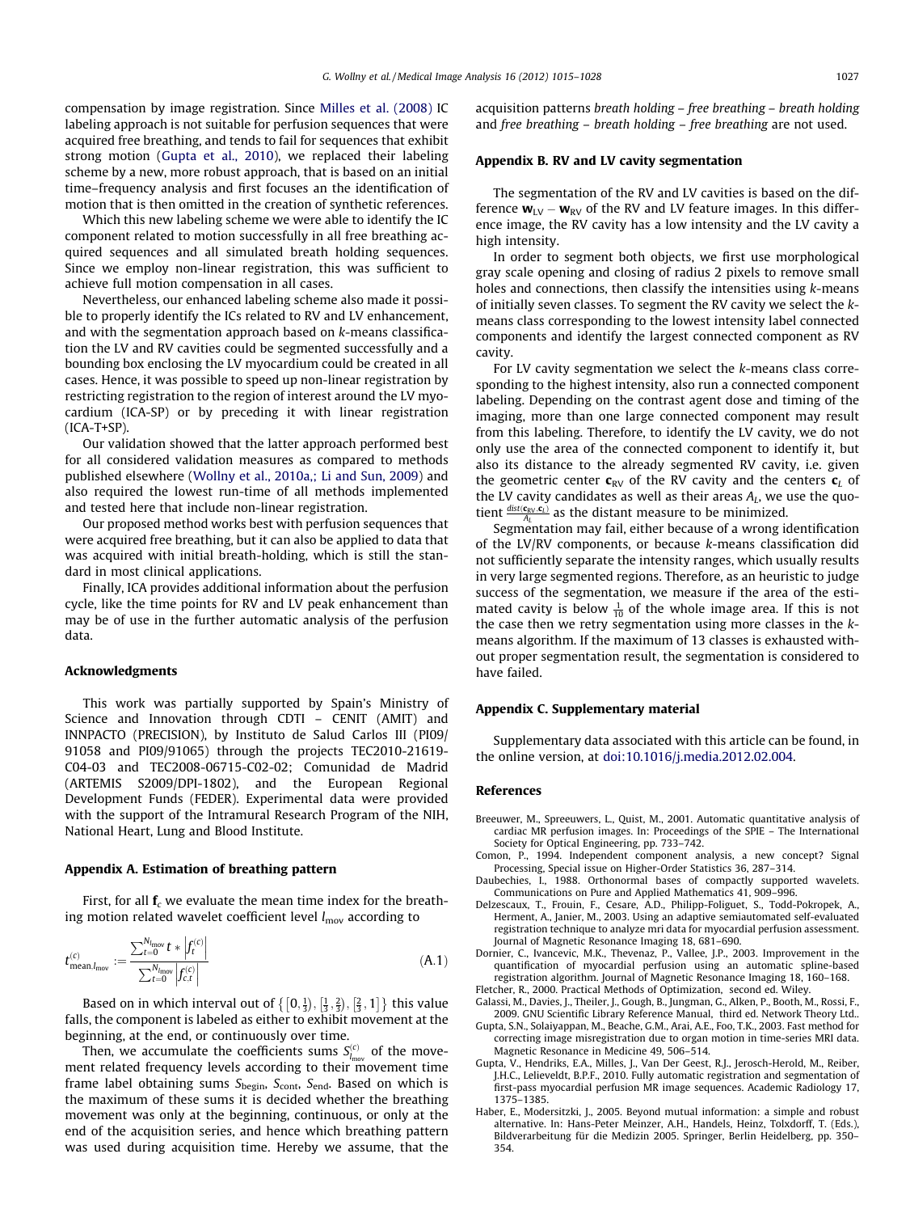compensation by image registration. Since Milles et al. (2008) IC labeling approach is not suitable for perfusion sequences that were acquired free breathing, and tends to fail for sequences that exhibit strong motion (Gupta et al., 2010), we replaced their labeling scheme by a new, more robust approach, that is based on an initial time–frequency analysis and first focuses an the identification of motion that is then omitted in the creation of synthetic references.

Which this new labeling scheme we were able to identify the IC component related to motion successfully in all free breathing acquired sequences and all simulated breath holding sequences. Since we employ non-linear registration, this was sufficient to achieve full motion compensation in all cases.

Nevertheless, our enhanced labeling scheme also made it possible to properly identify the ICs related to RV and LV enhancement, and with the segmentation approach based on $k$-means classification the LV and RV cavities could be segmented successfully and a bounding box enclosing the LV myocardium could be created in all cases. Hence, it was possible to speed up non-linear registration by restricting registration to the region of interest around the LV myocardium (ICA-SP) or by preceding it with linear registration (ICA-T+SP).

Our validation showed that the latter approach performed best for all considered validation measures as compared to methods published elsewhere (Wollny et al., 2010a,; Li and Sun, 2009) and also required the lowest run-time of all methods implemented and tested here that include non-linear registration.

Our proposed method works best with perfusion sequences that were acquired free breathing, but it can also be applied to data that was acquired with initial breath-holding, which is still the standard in most clinical applications.

Finally, ICA provides additional information about the perfusion cycle, like the time points for RV and LV peak enhancement than may be of use in the further automatic analysis of the perfusion data.

## Acknowledgments

This work was partially supported by Spain's Ministry of Science and Innovation through CDTI – CENIT (AMIT) and INNPACTO (PRECISION), by Instituto de Salud Carlos III (PI09/91058 and PI09/91065) through the projects TEC2010-21619-C04-03 and TEC2008-06715-C02-02; Comunidad de Madrid (ARTEMIS S2009/DPI-1802), and the European Regional Development Funds (FEDER). Experimental data were provided with the support of the Intramural Research Program of the NIH, National Heart, Lung and Blood Institute.

## Appendix A. Estimation of breathing pattern

First, for all $\mathbf{f}_c$ we evaluate the mean time index for the breathing motion related wavelet coefficient level $l_{\text{mov}}$ according to

$$t^{(c)}_{\text{mean},l_{\text{mov}}} := \frac{\sum_{t=0}^{N_{l_{\text{mov}}}} t * \left|f_t^{(c)}\right|}{\sum_{t=0}^{N_{l_{\text{mov}}}} \left|f_{c,t}^{(c)}\right|} \tag{A.1}$$

Based on in which interval out of $\left\{\left[0,\frac{1}{3}\right),\left[\frac{1}{3},\frac{2}{3}\right),\left[\frac{2}{3},1\right]\right\}$ this value falls, the component is labeled as either to exhibit movement at the beginning, at the end, or continuously over time.

Then, we accumulate the coefficients sums $S^{(c)}_{l_{\text{mov}}}$ of the movement related frequency levels according to their movement time frame label obtaining sums $S_{\text{begin}}$, $S_{\text{cont}}$, $S_{\text{end}}$. Based on which is the maximum of these sums it is decided whether the breathing movement was only at the beginning, continuous, or only at the end of the acquisition series, and hence which breathing pattern was used during acquisition time. Hereby we assume, that the acquisition patterns *breath holding – free breathing – breath holding* and *free breathing – breath holding – free breathing* are not used.

## Appendix B. RV and LV cavity segmentation

The segmentation of the RV and LV cavities is based on the difference $\mathbf{w}_{\text{LV}} - \mathbf{w}_{\text{RV}}$ of the RV and LV feature images. In this difference image, the RV cavity has a low intensity and the LV cavity a high intensity.

In order to segment both objects, we first use morphological gray scale opening and closing of radius 2 pixels to remove small holes and connections, then classify the intensities using $k$-means of initially seven classes. To segment the RV cavity we select the $k$-means class corresponding to the lowest intensity label connected components and identify the largest connected component as RV cavity.

For LV cavity segmentation we select the $k$-means class corresponding to the highest intensity, also run a connected component labeling. Depending on the contrast agent dose and timing of the imaging, more than one large connected component may result from this labeling. Therefore, to identify the LV cavity, we do not only use the area of the connected component to identify it, but also its distance to the already segmented RV cavity, i.e. given the geometric center $\mathbf{c}_{\text{RV}}$ of the RV cavity and the centers $\mathbf{c}_L$ of the LV cavity candidates as well as their areas $A_L$, we use the quotient $\frac{dist(\mathbf{c}_{\text{RV}},\mathbf{c}_L)}{A_L}$ as the distant measure to be minimized.

Segmentation may fail, either because of a wrong identification of the LV/RV components, or because $k$-means classification did not sufficiently separate the intensity ranges, which usually results in very large segmented regions. Therefore, as an heuristic to judge success of the segmentation, we measure if the area of the estimated cavity is below $\frac{1}{10}$ of the whole image area. If this is not the case then we retry segmentation using more classes in the $k$-means algorithm. If the maximum of 13 classes is exhausted without proper segmentation result, the segmentation is considered to have failed.

## Appendix C. Supplementary material

Supplementary data associated with this article can be found, in the online version, at doi:10.1016/j.media.2012.02.004.

## References

Breeuwer, M., Spreeuwers, L., Quist, M., 2001. Automatic quantitative analysis of cardiac MR perfusion images. In: Proceedings of the SPIE – The International Society for Optical Engineering, pp. 733–742.

Comon, P., 1994. Independent component analysis, a new concept? Signal Processing, Special issue on Higher-Order Statistics 36, 287–314.

Daubechies, I., 1988. Orthonormal bases of compactly supported wavelets. Communications on Pure and Applied Mathematics 41, 909–996.

Delzescaux, T., Frouin, F., Cesare, A.D., Philipp-Foliguet, S., Todd-Pokropek, A., Herment, A., Janier, M., 2003. Using an adaptive semiautomated self-evaluated registration technique to analyze mri data for myocardial perfusion assessment. Journal of Magnetic Resonance Imaging 18, 681–690.

Dornier, C., Ivancevic, M.K., Thevenaz, P., Vallee, J.P., 2003. Improvement in the quantification of myocardial perfusion using an automatic spline-based registration algorithm. Journal of Magnetic Resonance Imaging 18, 160–168.

Fletcher, R., 2000. Practical Methods of Optimization, second ed. Wiley.

Galassi, M., Davies, J., Theiler, J., Gough, B., Jungman, G., Alken, P., Booth, M., Rossi, F., 2009. GNU Scientific Library Reference Manual, third ed. Network Theory Ltd..

Gupta, S.N., Solaiyappan, M., Beache, G.M., Arai, A.E., Foo, T.K., 2003. Fast method for correcting image misregistration due to organ motion in time-series MRI data. Magnetic Resonance in Medicine 49, 506–514.

Gupta, V., Hendriks, E.A., Milles, J., Van Der Geest, R.J., Jerosch-Herold, M., Reiber, J.H.C., Lelieveldt, B.P.F., 2010. Fully automatic registration and segmentation of first-pass myocardial perfusion MR image sequences. Academic Radiology 17, 1375–1385.

Haber, E., Modersitzki, J., 2005. Beyond mutual information: a simple and robust alternative. In: Hans-Peter Meinzer, A.H., Handels, Heinz, Tolxdorff, T. (Eds.), Bildverarbeitung für die Medizin 2005. Springer, Berlin Heidelberg, pp. 350–354.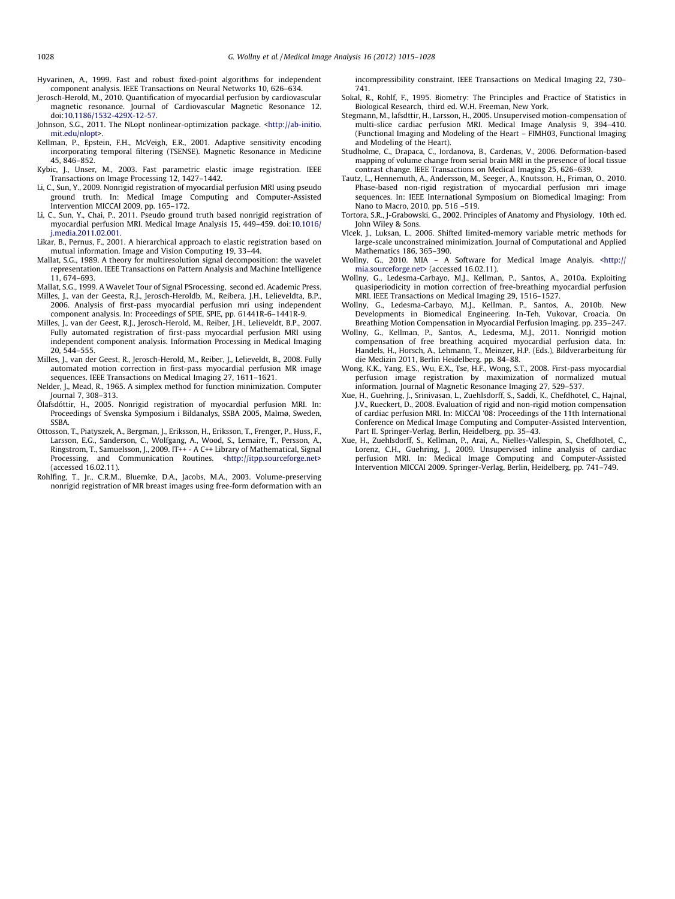Hyvarinen, A., 1999. Fast and robust fixed-point algorithms for independent component analysis. IEEE Transactions on Neural Networks 10, 626–634.

Jerosch-Herold, M., 2010. Quantification of myocardial perfusion by cardiovascular magnetic resonance. Journal of Cardiovascular Magnetic Resonance 12. doi:10.1186/1532-429X-12-57.

Johnson, S.G., 2011. The NLopt nonlinear-optimization package. <http://ab-initio.mit.edu/nlopt>.

Kellman, P., Epstein, F.H., McVeigh, E.R., 2001. Adaptive sensitivity encoding incorporating temporal filtering (TSENSE). Magnetic Resonance in Medicine 45, 846–852.

Kybic, J., Unser, M., 2003. Fast parametric elastic image registration. IEEE Transactions on Image Processing 12, 1427–1442.

Li, C., Sun, Y., 2009. Nonrigid registration of myocardial perfusion MRI using pseudo ground truth. In: Medical Image Computing and Computer-Assisted Intervention MICCAI 2009, pp. 165–172.

Li, C., Sun, Y., Chai, P., 2011. Pseudo ground truth based nonrigid registration of myocardial perfusion MRI. Medical Image Analysis 15, 449–459. doi:10.1016/j.media.2011.02.001.

Likar, B., Pernus, F., 2001. A hierarchical approach to elastic registration based on mutual information. Image and Vision Computing 19, 33–44.

Mallat, S.G., 1989. A theory for multiresolution signal decomposition: the wavelet representation. IEEE Transactions on Pattern Analysis and Machine Intelligence 11, 674–693.

Mallat, S.G., 1999. A Wavelet Tour of Signal PSrocessing, second ed. Academic Press.

Milles, J., van der Geesta, R.J., Jerosch-Heroldb, M., Reibera, J.H., Lelieveldta, B.P., 2006. Analysis of first-pass myocardial perfusion mri using independent component analysis. In: Proceedings of SPIE, SPIE, pp. 61441R-6–1441R-9.

Milles, J., van der Geest, R.J., Jerosch-Herold, M., Reiber, J.H., Lelieveldt, B.P., 2007. Fully automated registration of first-pass myocardial perfusion MRI using independent component analysis. Information Processing in Medical Imaging 20, 544–555.

Milles, J., van der Geest, R., Jerosch-Herold, M., Reiber, J., Lelieveldt, B., 2008. Fully automated motion correction in first-pass myocardial perfusion MR image sequences. IEEE Transactions on Medical Imaging 27, 1611–1621.

Nelder, J., Mead, R., 1965. A simplex method for function minimization. Computer Journal 7, 308–313.

Ólafsdóttir, H., 2005. Nonrigid registration of myocardial perfusion MRI. In: Proceedings of Svenska Symposium i Bildanalys, SSBA 2005, Malmø, Sweden, SSBA.

Ottosson, T., Piatyszek, A., Bergman, J., Eriksson, H., Eriksson, T., Frenger, P., Huss, F., Larsson, E.G., Sanderson, C., Wolfgang, A., Wood, S., Lemaire, T., Persson, A., Ringstrom, T., Samuelsson, J., 2009. IT++ - A C++ Library of Mathematical, Signal Processing, and Communication Routines. <http://itpp.sourceforge.net> (accessed 16.02.11).

Rohlfing, T., Jr., C.R.M., Bluemke, D.A., Jacobs, M.A., 2003. Volume-preserving nonrigid registration of MR breast images using free-form deformation with an incompressibility constraint. IEEE Transactions on Medical Imaging 22, 730–741.

Sokal, R., Rohlf, F., 1995. Biometry: The Principles and Practice of Statistics in Biological Research, third ed. W.H. Freeman, New York.

Stegmann, M., lafsdttir, H., Larsson, H., 2005. Unsupervised motion-compensation of multi-slice cardiac perfusion MRI. Medical Image Analysis 9, 394–410. (Functional Imaging and Modeling of the Heart – FIMH03, Functional Imaging and Modeling of the Heart).

Studholme, C., Drapaca, C., Iordanova, B., Cardenas, V., 2006. Deformation-based mapping of volume change from serial brain MRI in the presence of local tissue contrast change. IEEE Transactions on Medical Imaging 25, 626–639.

Tautz, L., Hennemuth, A., Andersson, M., Seeger, A., Knutsson, H., Friman, O., 2010. Phase-based non-rigid registration of myocardial perfusion mri image sequences. In: IEEE International Symposium on Biomedical Imaging: From Nano to Macro, 2010, pp. 516 –519.

Tortora, S.R., J-Grabowski, G., 2002. Principles of Anatomy and Physiology, 10th ed. John Wiley & Sons.

Vlcek, J., Luksan, L., 2006. Shifted limited-memory variable metric methods for large-scale unconstrained minimization. Journal of Computational and Applied Mathematics 186, 365–390.

Wollny, G., 2010. MIA – A Software for Medical Image Analyis. <http://mia.sourceforge.net> (accessed 16.02.11).

Wollny, G., Ledesma-Carbayo, M.J., Kellman, P., Santos, A., 2010a. Exploiting quasiperiodicity in motion correction of free-breathing myocardial perfusion MRI. IEEE Transactions on Medical Imaging 29, 1516–1527.

Wollny, G., Ledesma-Carbayo, M.J., Kellman, P., Santos, A., 2010b. New Developments in Biomedical Engineering. In-Teh, Vukovar, Croacia. On Breathing Motion Compensation in Myocardial Perfusion Imaging. pp. 235–247.

Wollny, G., Kellman, P., Santos, A., Ledesma, M.J., 2011. Nonrigid motion compensation of free breathing acquired myocardial perfusion data. In: Handels, H., Horsch, A., Lehmann, T., Meinzer, H.P. (Eds.), Bildverarbeitung für die Medizin 2011, Berlin Heidelberg. pp. 84–88.

Wong, K.K., Yang, E.S., Wu, E.X., Tse, H.F., Wong, S.T., 2008. First-pass myocardial perfusion image registration by maximization of normalized mutual information. Journal of Magnetic Resonance Imaging 27, 529–537.

Xue, H., Guehring, J., Srinivasan, L., Zuehlsdorff, S., Saddi, K., Chefdhotel, C., Hajnal, J.V., Rueckert, D., 2008. Evaluation of rigid and non-rigid motion compensation of cardiac perfusion MRI. In: MICCAI '08: Proceedings of the 11th International Conference on Medical Image Computing and Computer-Assisted Intervention, Part II. Springer-Verlag, Berlin, Heidelberg, pp. 35–43.

Xue, H., Zuehlsdorff, S., Kellman, P., Arai, A., Nielles-Vallespin, S., Chefdhotel, C., Lorenz, C.H., Guehring, J., 2009. Unsupervised inline analysis of cardiac perfusion MRI. In: Medical Image Computing and Computer-Assisted Intervention MICCAI 2009. Springer-Verlag, Berlin, Heidelberg, pp. 741–749.